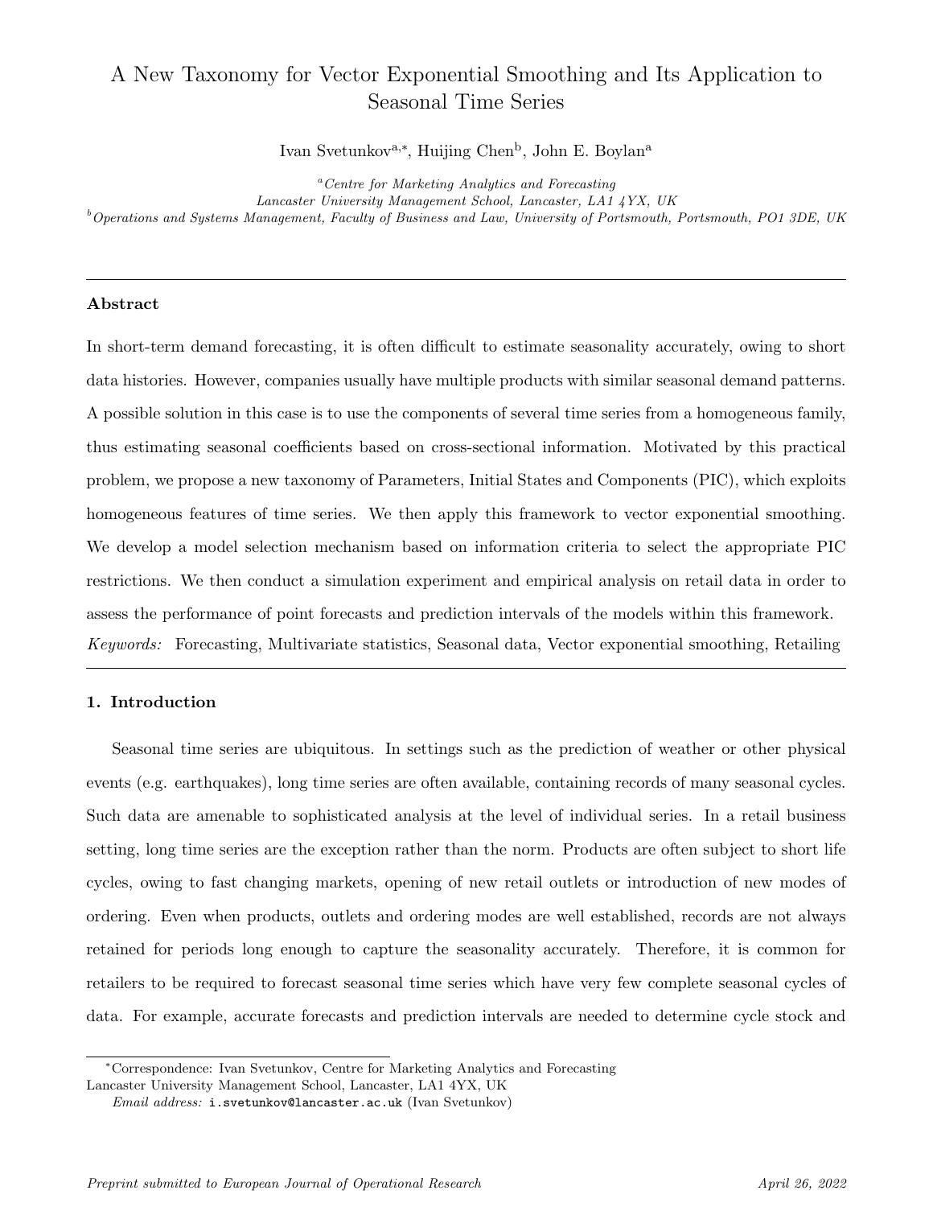# A New Taxonomy for Vector Exponential Smoothing and Its Application to Seasonal Time Series

Ivan Svetunkov[a,*], Huijing Chen[b], John E. Boylan[a]

[a] *Centre for Marketing Analytics and Forecasting*
*Lancaster University Management School, Lancaster, LA1 4YX, UK*
[b] *Operations and Systems Management, Faculty of Business and Law, University of Portsmouth, Portsmouth, PO1 3DE, UK*

---

### Abstract

In short-term demand forecasting, it is often difficult to estimate seasonality accurately, owing to short data histories. However, companies usually have multiple products with similar seasonal demand patterns. A possible solution in this case is to use the components of several time series from a homogeneous family, thus estimating seasonal coefficients based on cross-sectional information. Motivated by this practical problem, we propose a new taxonomy of Parameters, Initial States and Components (PIC), which exploits homogeneous features of time series. We then apply this framework to vector exponential smoothing. We develop a model selection mechanism based on information criteria to select the appropriate PIC restrictions. We then conduct a simulation experiment and empirical analysis on retail data in order to assess the performance of point forecasts and prediction intervals of the models within this framework.

*Keywords:* Forecasting, Multivariate statistics, Seasonal data, Vector exponential smoothing, Retailing

---

## 1. Introduction

Seasonal time series are ubiquitous. In settings such as the prediction of weather or other physical events (e.g. earthquakes), long time series are often available, containing records of many seasonal cycles. Such data are amenable to sophisticated analysis at the level of individual series. In a retail business setting, long time series are the exception rather than the norm. Products are often subject to short life cycles, owing to fast changing markets, opening of new retail outlets or introduction of new modes of ordering. Even when products, outlets and ordering modes are well established, records are not always retained for periods long enough to capture the seasonality accurately. Therefore, it is common for retailers to be required to forecast seasonal time series which have very few complete seasonal cycles of data. For example, accurate forecasts and prediction intervals are needed to determine cycle stock and

---

*Correspondence: Ivan Svetunkov, Centre for Marketing Analytics and Forecasting
Lancaster University Management School, Lancaster, LA1 4YX, UK
*Email address:* i.svetunkov@lancaster.ac.uk (Ivan Svetunkov)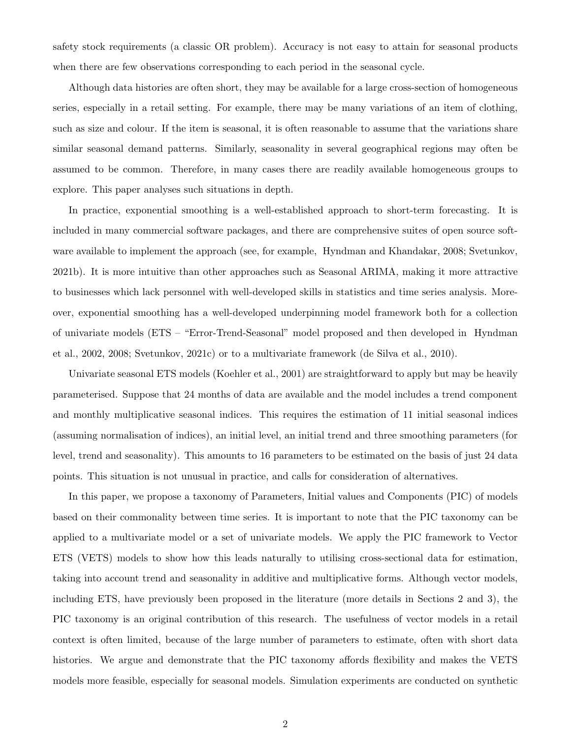safety stock requirements (a classic OR problem). Accuracy is not easy to attain for seasonal products when there are few observations corresponding to each period in the seasonal cycle.

Although data histories are often short, they may be available for a large cross-section of homogeneous series, especially in a retail setting. For example, there may be many variations of an item of clothing, such as size and colour. If the item is seasonal, it is often reasonable to assume that the variations share similar seasonal demand patterns. Similarly, seasonality in several geographical regions may often be assumed to be common. Therefore, in many cases there are readily available homogeneous groups to explore. This paper analyses such situations in depth.

In practice, exponential smoothing is a well-established approach to short-term forecasting. It is included in many commercial software packages, and there are comprehensive suites of open source software available to implement the approach (see, for example, Hyndman and Khandakar, 2008; Svetunkov, 2021b). It is more intuitive than other approaches such as Seasonal ARIMA, making it more attractive to businesses which lack personnel with well-developed skills in statistics and time series analysis. Moreover, exponential smoothing has a well-developed underpinning model framework both for a collection of univariate models (ETS – "Error-Trend-Seasonal" model proposed and then developed in Hyndman et al., 2002, 2008; Svetunkov, 2021c) or to a multivariate framework (de Silva et al., 2010).

Univariate seasonal ETS models (Koehler et al., 2001) are straightforward to apply but may be heavily parameterised. Suppose that 24 months of data are available and the model includes a trend component and monthly multiplicative seasonal indices. This requires the estimation of 11 initial seasonal indices (assuming normalisation of indices), an initial level, an initial trend and three smoothing parameters (for level, trend and seasonality). This amounts to 16 parameters to be estimated on the basis of just 24 data points. This situation is not unusual in practice, and calls for consideration of alternatives.

In this paper, we propose a taxonomy of Parameters, Initial values and Components (PIC) of models based on their commonality between time series. It is important to note that the PIC taxonomy can be applied to a multivariate model or a set of univariate models. We apply the PIC framework to Vector ETS (VETS) models to show how this leads naturally to utilising cross-sectional data for estimation, taking into account trend and seasonality in additive and multiplicative forms. Although vector models, including ETS, have previously been proposed in the literature (more details in Sections 2 and 3), the PIC taxonomy is an original contribution of this research. The usefulness of vector models in a retail context is often limited, because of the large number of parameters to estimate, often with short data histories. We argue and demonstrate that the PIC taxonomy affords flexibility and makes the VETS models more feasible, especially for seasonal models. Simulation experiments are conducted on synthetic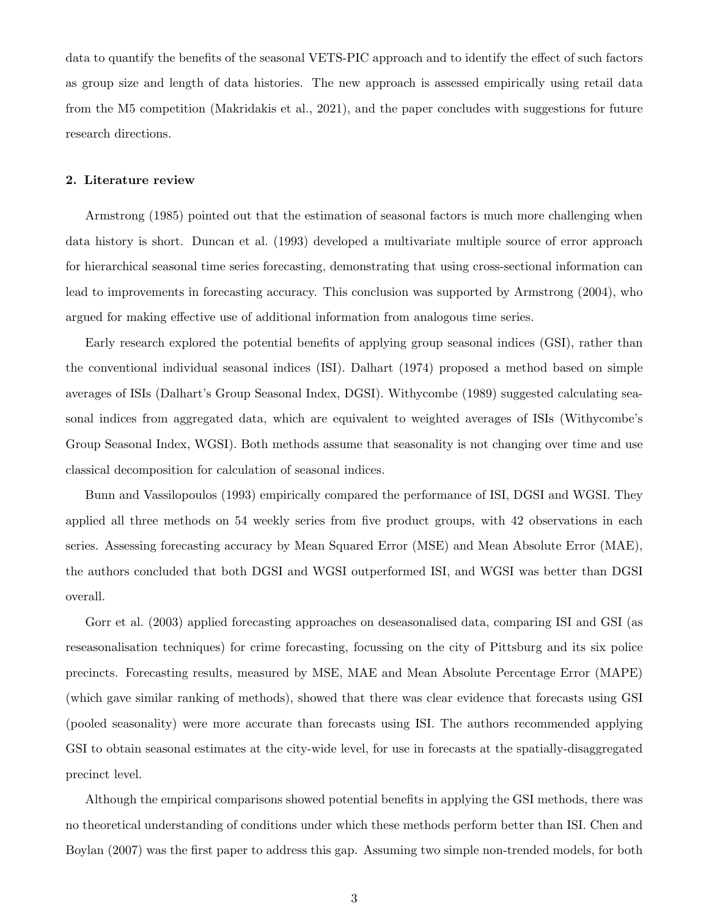data to quantify the benefits of the seasonal VETS-PIC approach and to identify the effect of such factors as group size and length of data histories. The new approach is assessed empirically using retail data from the M5 competition (Makridakis et al., 2021), and the paper concludes with suggestions for future research directions.

## 2. Literature review

Armstrong (1985) pointed out that the estimation of seasonal factors is much more challenging when data history is short. Duncan et al. (1993) developed a multivariate multiple source of error approach for hierarchical seasonal time series forecasting, demonstrating that using cross-sectional information can lead to improvements in forecasting accuracy. This conclusion was supported by Armstrong (2004), who argued for making effective use of additional information from analogous time series.

Early research explored the potential benefits of applying group seasonal indices (GSI), rather than the conventional individual seasonal indices (ISI). Dalhart (1974) proposed a method based on simple averages of ISIs (Dalhart's Group Seasonal Index, DGSI). Withycombe (1989) suggested calculating seasonal indices from aggregated data, which are equivalent to weighted averages of ISIs (Withycombe's Group Seasonal Index, WGSI). Both methods assume that seasonality is not changing over time and use classical decomposition for calculation of seasonal indices.

Bunn and Vassilopoulos (1993) empirically compared the performance of ISI, DGSI and WGSI. They applied all three methods on 54 weekly series from five product groups, with 42 observations in each series. Assessing forecasting accuracy by Mean Squared Error (MSE) and Mean Absolute Error (MAE), the authors concluded that both DGSI and WGSI outperformed ISI, and WGSI was better than DGSI overall.

Gorr et al. (2003) applied forecasting approaches on deseasonalised data, comparing ISI and GSI (as reseasonalisation techniques) for crime forecasting, focussing on the city of Pittsburg and its six police precincts. Forecasting results, measured by MSE, MAE and Mean Absolute Percentage Error (MAPE) (which gave similar ranking of methods), showed that there was clear evidence that forecasts using GSI (pooled seasonality) were more accurate than forecasts using ISI. The authors recommended applying GSI to obtain seasonal estimates at the city-wide level, for use in forecasts at the spatially-disaggregated precinct level.

Although the empirical comparisons showed potential benefits in applying the GSI methods, there was no theoretical understanding of conditions under which these methods perform better than ISI. Chen and Boylan (2007) was the first paper to address this gap. Assuming two simple non-trended models, for both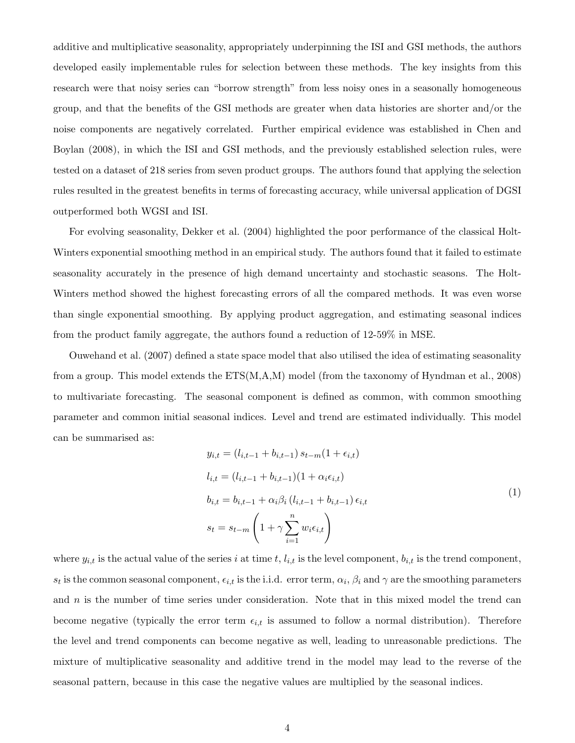additive and multiplicative seasonality, appropriately underpinning the ISI and GSI methods, the authors developed easily implementable rules for selection between these methods. The key insights from this research were that noisy series can "borrow strength" from less noisy ones in a seasonally homogeneous group, and that the benefits of the GSI methods are greater when data histories are shorter and/or the noise components are negatively correlated. Further empirical evidence was established in Chen and Boylan (2008), in which the ISI and GSI methods, and the previously established selection rules, were tested on a dataset of 218 series from seven product groups. The authors found that applying the selection rules resulted in the greatest benefits in terms of forecasting accuracy, while universal application of DGSI outperformed both WGSI and ISI.

For evolving seasonality, Dekker et al. (2004) highlighted the poor performance of the classical Holt-Winters exponential smoothing method in an empirical study. The authors found that it failed to estimate seasonality accurately in the presence of high demand uncertainty and stochastic seasons. The Holt-Winters method showed the highest forecasting errors of all the compared methods. It was even worse than single exponential smoothing. By applying product aggregation, and estimating seasonal indices from the product family aggregate, the authors found a reduction of 12-59% in MSE.

Ouwehand et al. (2007) defined a state space model that also utilised the idea of estimating seasonality from a group. This model extends the ETS(M,A,M) model (from the taxonomy of Hyndman et al., 2008) to multivariate forecasting. The seasonal component is defined as common, with common smoothing parameter and common initial seasonal indices. Level and trend are estimated individually. This model can be summarised as:

$$
\begin{aligned}
y_{i,t} &= (l_{i,t-1} + b_{i,t-1})\, s_{t-m}(1 + \epsilon_{i,t}) \\
l_{i,t} &= (l_{i,t-1} + b_{i,t-1})(1 + \alpha_i \epsilon_{i,t}) \\
b_{i,t} &= b_{i,t-1} + \alpha_i \beta_i \,(l_{i,t-1} + b_{i,t-1})\, \epsilon_{i,t} \\
s_t &= s_{t-m}\left(1 + \gamma \sum_{i=1}^{n} w_i \epsilon_{i,t}\right)
\end{aligned}
\tag{1}
$$

where $y_{i,t}$ is the actual value of the series $i$ at time $t$, $l_{i,t}$ is the level component, $b_{i,t}$ is the trend component, $s_t$ is the common seasonal component, $\epsilon_{i,t}$ is the i.i.d. error term, $\alpha_i$, $\beta_i$ and $\gamma$ are the smoothing parameters and $n$ is the number of time series under consideration. Note that in this mixed model the trend can become negative (typically the error term $\epsilon_{i,t}$ is assumed to follow a normal distribution). Therefore the level and trend components can become negative as well, leading to unreasonable predictions. The mixture of multiplicative seasonality and additive trend in the model may lead to the reverse of the seasonal pattern, because in this case the negative values are multiplied by the seasonal indices.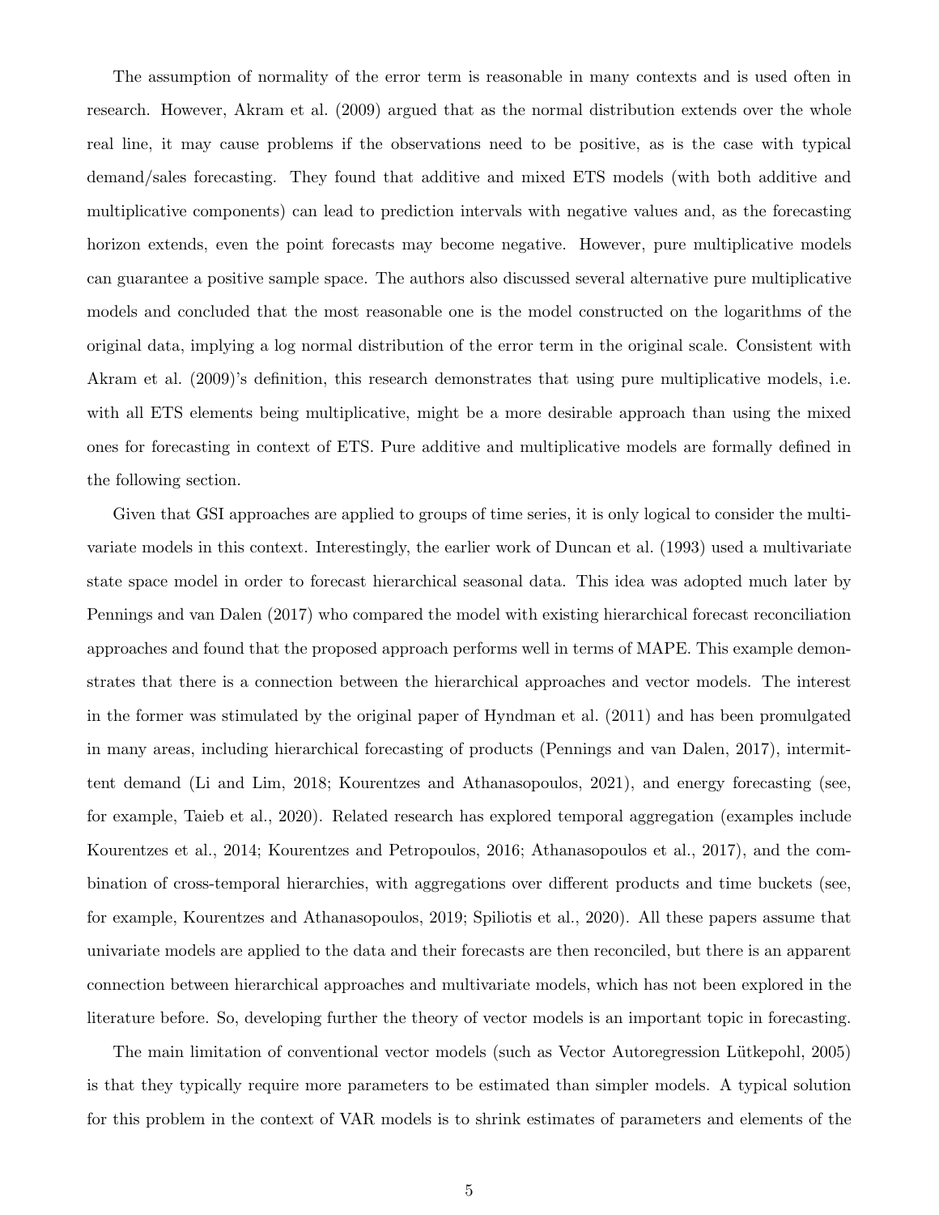The assumption of normality of the error term is reasonable in many contexts and is used often in research. However, Akram et al. (2009) argued that as the normal distribution extends over the whole real line, it may cause problems if the observations need to be positive, as is the case with typical demand/sales forecasting. They found that additive and mixed ETS models (with both additive and multiplicative components) can lead to prediction intervals with negative values and, as the forecasting horizon extends, even the point forecasts may become negative. However, pure multiplicative models can guarantee a positive sample space. The authors also discussed several alternative pure multiplicative models and concluded that the most reasonable one is the model constructed on the logarithms of the original data, implying a log normal distribution of the error term in the original scale. Consistent with Akram et al. (2009)'s definition, this research demonstrates that using pure multiplicative models, i.e. with all ETS elements being multiplicative, might be a more desirable approach than using the mixed ones for forecasting in context of ETS. Pure additive and multiplicative models are formally defined in the following section.

Given that GSI approaches are applied to groups of time series, it is only logical to consider the multivariate models in this context. Interestingly, the earlier work of Duncan et al. (1993) used a multivariate state space model in order to forecast hierarchical seasonal data. This idea was adopted much later by Pennings and van Dalen (2017) who compared the model with existing hierarchical forecast reconciliation approaches and found that the proposed approach performs well in terms of MAPE. This example demonstrates that there is a connection between the hierarchical approaches and vector models. The interest in the former was stimulated by the original paper of Hyndman et al. (2011) and has been promulgated in many areas, including hierarchical forecasting of products (Pennings and van Dalen, 2017), intermittent demand (Li and Lim, 2018; Kourentzes and Athanasopoulos, 2021), and energy forecasting (see, for example, Taieb et al., 2020). Related research has explored temporal aggregation (examples include Kourentzes et al., 2014; Kourentzes and Petropoulos, 2016; Athanasopoulos et al., 2017), and the combination of cross-temporal hierarchies, with aggregations over different products and time buckets (see, for example, Kourentzes and Athanasopoulos, 2019; Spiliotis et al., 2020). All these papers assume that univariate models are applied to the data and their forecasts are then reconciled, but there is an apparent connection between hierarchical approaches and multivariate models, which has not been explored in the literature before. So, developing further the theory of vector models is an important topic in forecasting.

The main limitation of conventional vector models (such as Vector Autoregression Lütkepohl, 2005) is that they typically require more parameters to be estimated than simpler models. A typical solution for this problem in the context of VAR models is to shrink estimates of parameters and elements of the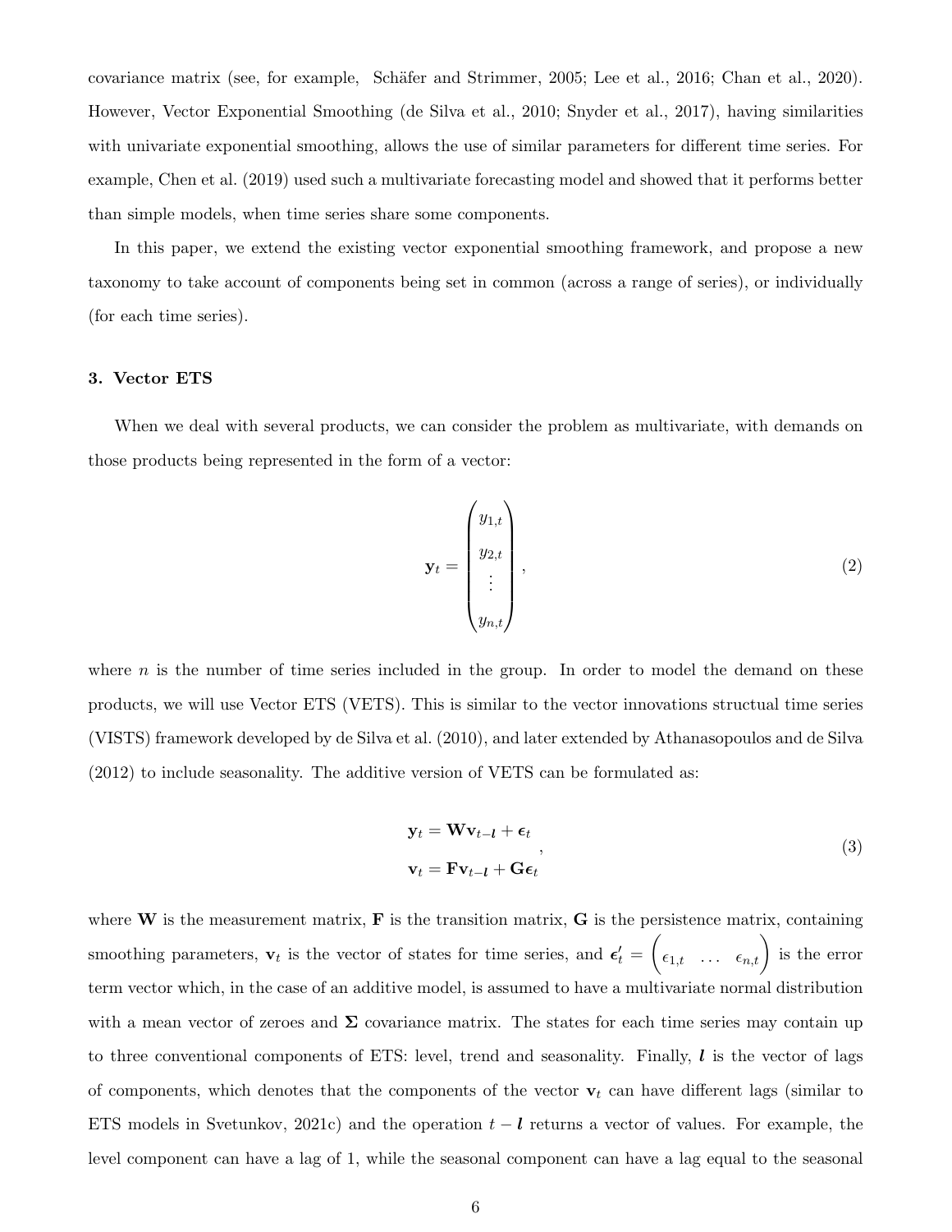covariance matrix (see, for example, Schäfer and Strimmer, 2005; Lee et al., 2016; Chan et al., 2020). However, Vector Exponential Smoothing (de Silva et al., 2010; Snyder et al., 2017), having similarities with univariate exponential smoothing, allows the use of similar parameters for different time series. For example, Chen et al. (2019) used such a multivariate forecasting model and showed that it performs better than simple models, when time series share some components.

In this paper, we extend the existing vector exponential smoothing framework, and propose a new taxonomy to take account of components being set in common (across a range of series), or individually (for each time series).

### 3. Vector ETS

When we deal with several products, we can consider the problem as multivariate, with demands on those products being represented in the form of a vector:

$$\mathbf{y}_t = \begin{pmatrix} y_{1,t} \\ y_{2,t} \\ \vdots \\ y_{n,t} \end{pmatrix}, \tag{2}$$

where $n$ is the number of time series included in the group. In order to model the demand on these products, we will use Vector ETS (VETS). This is similar to the vector innovations structural time series (VISTS) framework developed by de Silva et al. (2010), and later extended by Athanasopoulos and de Silva (2012) to include seasonality. The additive version of VETS can be formulated as:

$$\begin{aligned} \mathbf{y}_t &= \mathbf{W}\mathbf{v}_{t-\boldsymbol{l}} + \boldsymbol{\epsilon}_t \\ \mathbf{v}_t &= \mathbf{F}\mathbf{v}_{t-\boldsymbol{l}} + \mathbf{G}\boldsymbol{\epsilon}_t \end{aligned}, \tag{3}$$

where $\mathbf{W}$ is the measurement matrix, $\mathbf{F}$ is the transition matrix, $\mathbf{G}$ is the persistence matrix, containing smoothing parameters, $\mathbf{v}_t$ is the vector of states for time series, and $\boldsymbol{\epsilon}_t' = \begin{pmatrix} \epsilon_{1,t} & \dots & \epsilon_{n,t} \end{pmatrix}$ is the error term vector which, in the case of an additive model, is assumed to have a multivariate normal distribution with a mean vector of zeroes and $\boldsymbol{\Sigma}$ covariance matrix. The states for each time series may contain up to three conventional components of ETS: level, trend and seasonality. Finally, $\boldsymbol{l}$ is the vector of lags of components, which denotes that the components of the vector $\mathbf{v}_t$ can have different lags (similar to ETS models in Svetunkov, 2021c) and the operation $t - \boldsymbol{l}$ returns a vector of values. For example, the level component can have a lag of 1, while the seasonal component can have a lag equal to the seasonal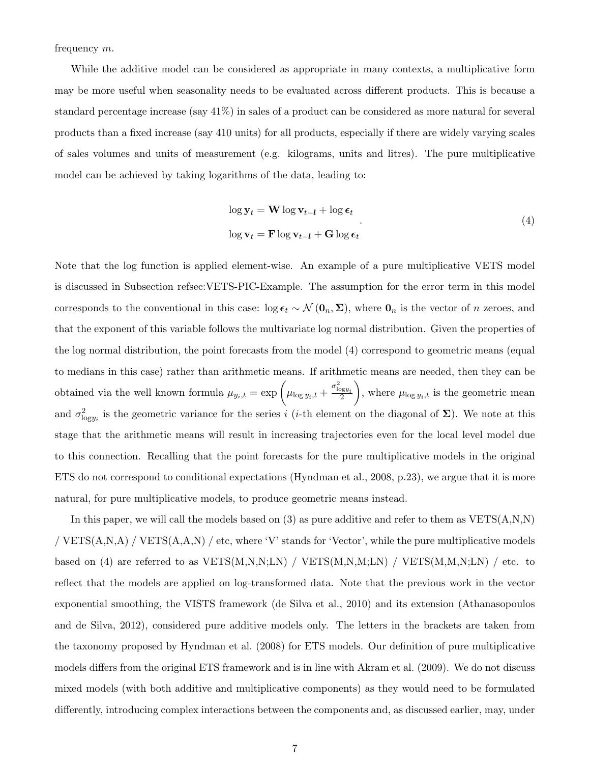frequency $m$.

While the additive model can be considered as appropriate in many contexts, a multiplicative form may be more useful when seasonality needs to be evaluated across different products. This is because a standard percentage increase (say 41%) in sales of a product can be considered as more natural for several products than a fixed increase (say 410 units) for all products, especially if there are widely varying scales of sales volumes and units of measurement (e.g. kilograms, units and litres). The pure multiplicative model can be achieved by taking logarithms of the data, leading to:

$$
\begin{aligned}
\log \mathbf{y}_t &= \mathbf{W} \log \mathbf{v}_{t-\boldsymbol{l}} + \log \boldsymbol{\epsilon}_t \\
\log \mathbf{v}_t &= \mathbf{F} \log \mathbf{v}_{t-\boldsymbol{l}} + \mathbf{G} \log \boldsymbol{\epsilon}_t
\end{aligned} . \tag{4}
$$

Note that the log function is applied element-wise. An example of a pure multiplicative VETS model is discussed in Subsection refsec:VETS-PIC-Example. The assumption for the error term in this model corresponds to the conventional in this case: $\log \boldsymbol{\epsilon}_t \sim \mathcal{N}(\mathbf{0}_n, \boldsymbol{\Sigma})$, where $\mathbf{0}_n$ is the vector of $n$ zeroes, and that the exponent of this variable follows the multivariate log normal distribution. Given the properties of the log normal distribution, the point forecasts from the model (4) correspond to geometric means (equal to medians in this case) rather than arithmetic means. If arithmetic means are needed, then they can be obtained via the well known formula $\mu_{y_i,t} = \exp\left(\mu_{\log y_i,t} + \frac{\sigma^2_{\log y_i}}{2}\right)$, where $\mu_{\log y_i,t}$ is the geometric mean and $\sigma^2_{\log y_i}$ is the geometric variance for the series $i$ ($i$-th element on the diagonal of $\boldsymbol{\Sigma}$). We note at this stage that the arithmetic means will result in increasing trajectories even for the local level model due to this connection. Recalling that the point forecasts for the pure multiplicative models in the original ETS do not correspond to conditional expectations (Hyndman et al., 2008, p.23), we argue that it is more natural, for pure multiplicative models, to produce geometric means instead.

In this paper, we will call the models based on (3) as pure additive and refer to them as VETS(A,N,N) / VETS(A,N,A) / VETS(A,A,N) / etc, where 'V' stands for 'Vector', while the pure multiplicative models based on (4) are referred to as VETS(M,N,N;LN) / VETS(M,N,M;LN) / VETS(M,M,N;LN) / etc. to reflect that the models are applied on log-transformed data. Note that the previous work in the vector exponential smoothing, the VISTS framework (de Silva et al., 2010) and its extension (Athanasopoulos and de Silva, 2012), considered pure additive models only. The letters in the brackets are taken from the taxonomy proposed by Hyndman et al. (2008) for ETS models. Our definition of pure multiplicative models differs from the original ETS framework and is in line with Akram et al. (2009). We do not discuss mixed models (with both additive and multiplicative components) as they would need to be formulated differently, introducing complex interactions between the components and, as discussed earlier, may, under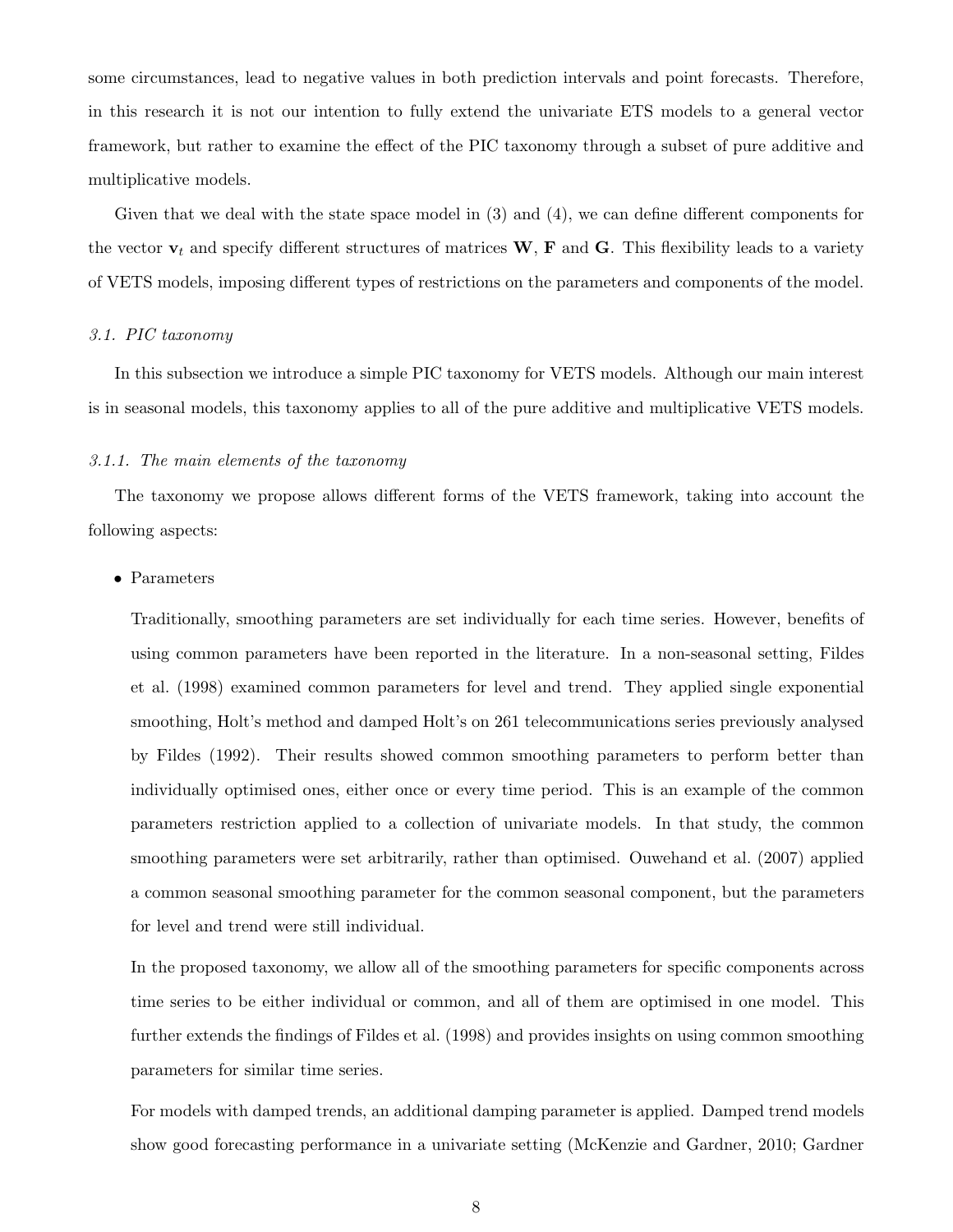some circumstances, lead to negative values in both prediction intervals and point forecasts. Therefore, in this research it is not our intention to fully extend the univariate ETS models to a general vector framework, but rather to examine the effect of the PIC taxonomy through a subset of pure additive and multiplicative models.

Given that we deal with the state space model in (3) and (4), we can define different components for the vector $\mathbf{v}_t$ and specify different structures of matrices $\mathbf{W}$, $\mathbf{F}$ and $\mathbf{G}$. This flexibility leads to a variety of VETS models, imposing different types of restrictions on the parameters and components of the model.

### *3.1. PIC taxonomy*

In this subsection we introduce a simple PIC taxonomy for VETS models. Although our main interest is in seasonal models, this taxonomy applies to all of the pure additive and multiplicative VETS models.

#### *3.1.1. The main elements of the taxonomy*

The taxonomy we propose allows different forms of the VETS framework, taking into account the following aspects:

- Parameters

  Traditionally, smoothing parameters are set individually for each time series. However, benefits of using common parameters have been reported in the literature. In a non-seasonal setting, Fildes et al. (1998) examined common parameters for level and trend. They applied single exponential smoothing, Holt's method and damped Holt's on 261 telecommunications series previously analysed by Fildes (1992). Their results showed common smoothing parameters to perform better than individually optimised ones, either once or every time period. This is an example of the common parameters restriction applied to a collection of univariate models. In that study, the common smoothing parameters were set arbitrarily, rather than optimised. Ouwehand et al. (2007) applied a common seasonal smoothing parameter for the common seasonal component, but the parameters for level and trend were still individual.

  In the proposed taxonomy, we allow all of the smoothing parameters for specific components across time series to be either individual or common, and all of them are optimised in one model. This further extends the findings of Fildes et al. (1998) and provides insights on using common smoothing parameters for similar time series.

  For models with damped trends, an additional damping parameter is applied. Damped trend models show good forecasting performance in a univariate setting (McKenzie and Gardner, 2010; Gardner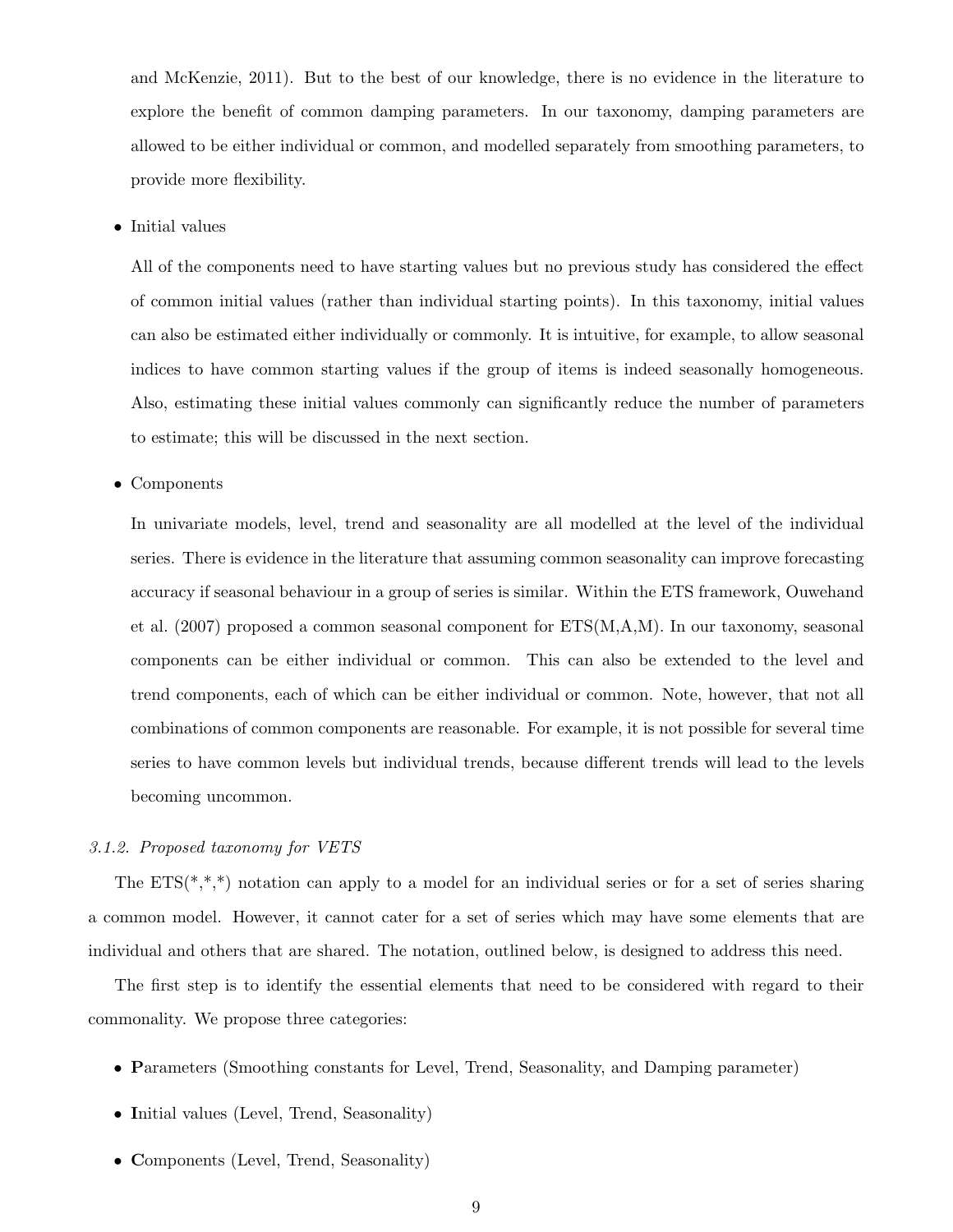and McKenzie, 2011). But to the best of our knowledge, there is no evidence in the literature to explore the benefit of common damping parameters. In our taxonomy, damping parameters are allowed to be either individual or common, and modelled separately from smoothing parameters, to provide more flexibility.

- Initial values

  All of the components need to have starting values but no previous study has considered the effect of common initial values (rather than individual starting points). In this taxonomy, initial values can also be estimated either individually or commonly. It is intuitive, for example, to allow seasonal indices to have common starting values if the group of items is indeed seasonally homogeneous. Also, estimating these initial values commonly can significantly reduce the number of parameters to estimate; this will be discussed in the next section.

- Components

  In univariate models, level, trend and seasonality are all modelled at the level of the individual series. There is evidence in the literature that assuming common seasonality can improve forecasting accuracy if seasonal behaviour in a group of series is similar. Within the ETS framework, Ouwehand et al. (2007) proposed a common seasonal component for ETS(M,A,M). In our taxonomy, seasonal components can be either individual or common. This can also be extended to the level and trend components, each of which can be either individual or common. Note, however, that not all combinations of common components are reasonable. For example, it is not possible for several time series to have common levels but individual trends, because different trends will lead to the levels becoming uncommon.

### *3.1.2. Proposed taxonomy for VETS*

The ETS(*,*,*) notation can apply to a model for an individual series or for a set of series sharing a common model. However, it cannot cater for a set of series which may have some elements that are individual and others that are shared. The notation, outlined below, is designed to address this need.

The first step is to identify the essential elements that need to be considered with regard to their commonality. We propose three categories:

- **P**arameters (Smoothing constants for Level, Trend, Seasonality, and Damping parameter)
- **I**nitial values (Level, Trend, Seasonality)
- **C**omponents (Level, Trend, Seasonality)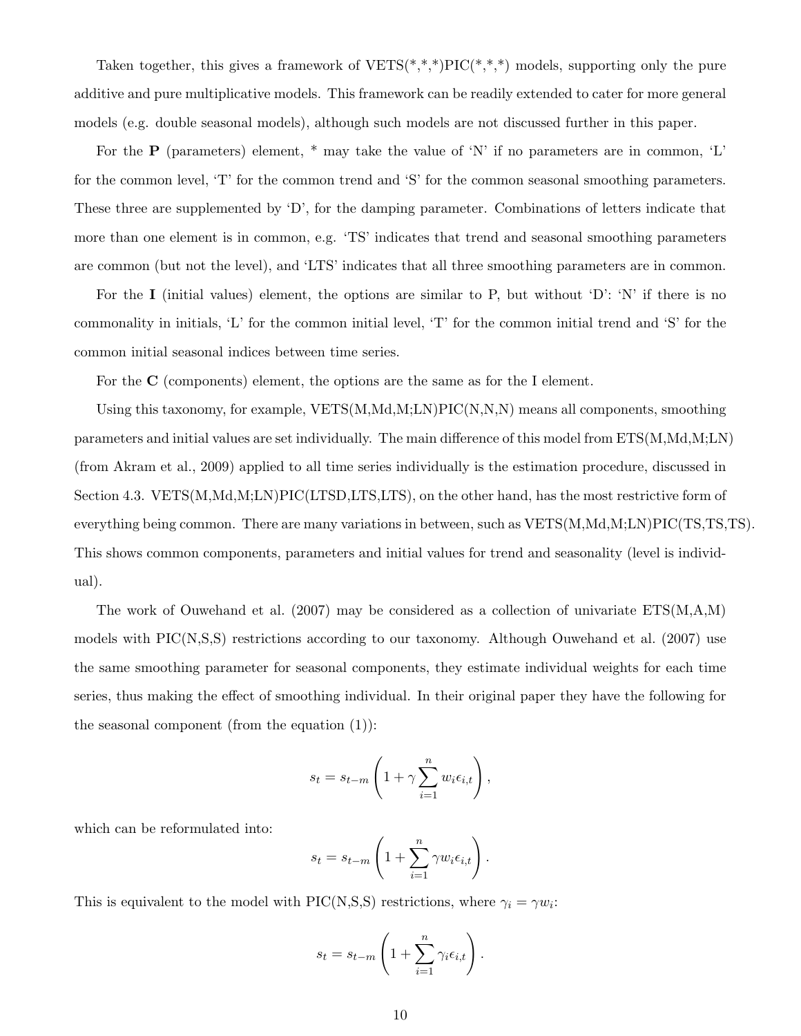Taken together, this gives a framework of VETS(*,*,*)PIC(*,*,*) models, supporting only the pure additive and pure multiplicative models. This framework can be readily extended to cater for more general models (e.g. double seasonal models), although such models are not discussed further in this paper.

For the **P** (parameters) element, * may take the value of 'N' if no parameters are in common, 'L' for the common level, 'T' for the common trend and 'S' for the common seasonal smoothing parameters. These three are supplemented by 'D', for the damping parameter. Combinations of letters indicate that more than one element is in common, e.g. 'TS' indicates that trend and seasonal smoothing parameters are common (but not the level), and 'LTS' indicates that all three smoothing parameters are in common.

For the **I** (initial values) element, the options are similar to P, but without 'D': 'N' if there is no commonality in initials, 'L' for the common initial level, 'T' for the common initial trend and 'S' for the common initial seasonal indices between time series.

For the **C** (components) element, the options are the same as for the I element.

Using this taxonomy, for example, VETS(M,Md,M;LN)PIC(N,N,N) means all components, smoothing parameters and initial values are set individually. The main difference of this model from ETS(M,Md,M;LN) (from Akram et al., 2009) applied to all time series individually is the estimation procedure, discussed in Section 4.3. VETS(M,Md,M;LN)PIC(LTSD,LTS,LTS), on the other hand, has the most restrictive form of everything being common. There are many variations in between, such as VETS(M,Md,M;LN)PIC(TS,TS,TS). This shows common components, parameters and initial values for trend and seasonality (level is individual).

The work of Ouwehand et al. (2007) may be considered as a collection of univariate ETS(M,A,M) models with PIC(N,S,S) restrictions according to our taxonomy. Although Ouwehand et al. (2007) use the same smoothing parameter for seasonal components, they estimate individual weights for each time series, thus making the effect of smoothing individual. In their original paper they have the following for the seasonal component (from the equation (1)):

$$s_t = s_{t-m} \left( 1 + \gamma \sum_{i=1}^{n} w_i \epsilon_{i,t} \right),$$

which can be reformulated into:

$$s_t = s_{t-m} \left( 1 + \sum_{i=1}^{n} \gamma w_i \epsilon_{i,t} \right).$$

This is equivalent to the model with PIC(N,S,S) restrictions, where $\gamma_i = \gamma w_i$:

$$s_t = s_{t-m} \left( 1 + \sum_{i=1}^{n} \gamma_i \epsilon_{i,t} \right).$$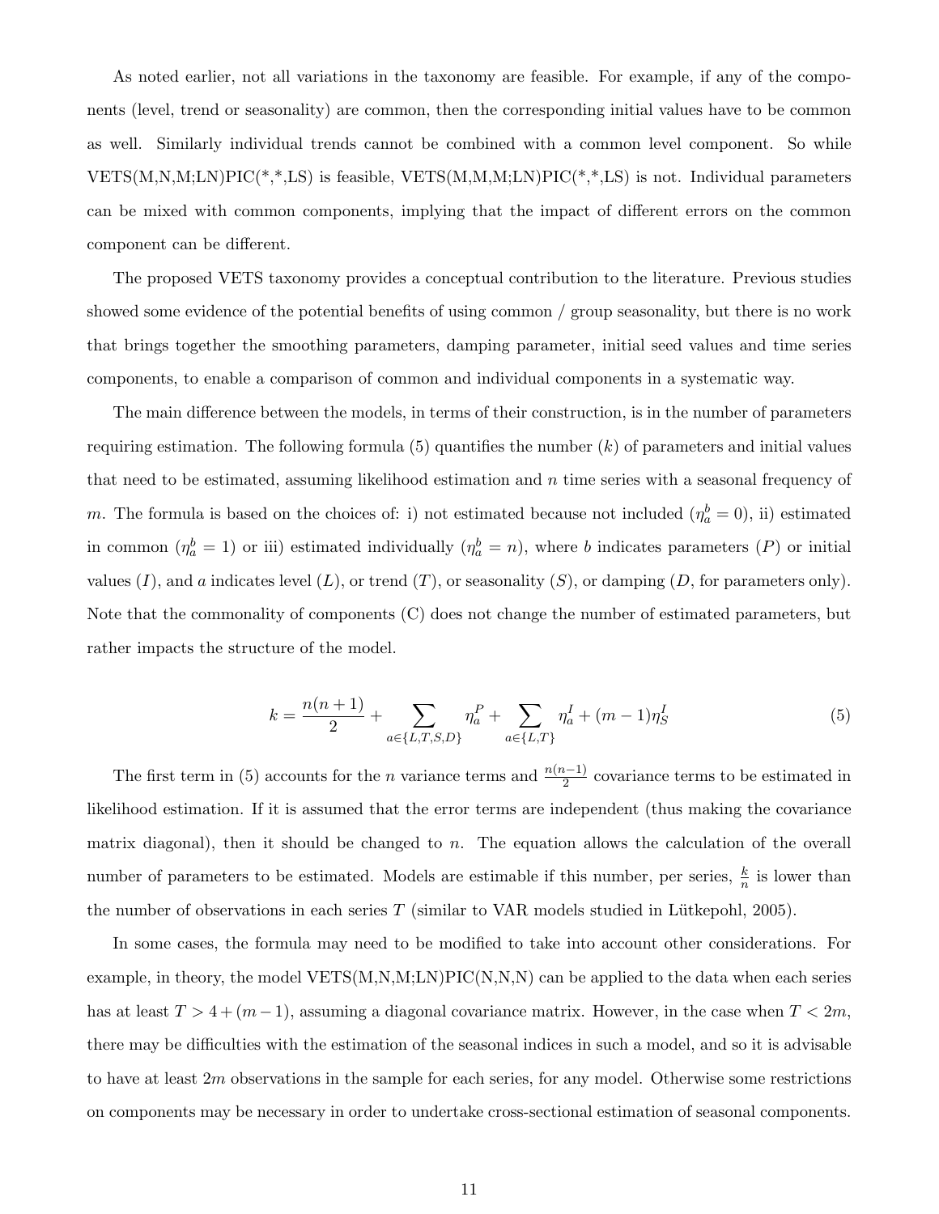As noted earlier, not all variations in the taxonomy are feasible. For example, if any of the components (level, trend or seasonality) are common, then the corresponding initial values have to be common as well. Similarly individual trends cannot be combined with a common level component. So while VETS(M,N,M;LN)PIC(*,*,LS) is feasible, VETS(M,M,M;LN)PIC(*,*,LS) is not. Individual parameters can be mixed with common components, implying that the impact of different errors on the common component can be different.

The proposed VETS taxonomy provides a conceptual contribution to the literature. Previous studies showed some evidence of the potential benefits of using common / group seasonality, but there is no work that brings together the smoothing parameters, damping parameter, initial seed values and time series components, to enable a comparison of common and individual components in a systematic way.

The main difference between the models, in terms of their construction, is in the number of parameters requiring estimation. The following formula (5) quantifies the number ($k$) of parameters and initial values that need to be estimated, assuming likelihood estimation and $n$ time series with a seasonal frequency of $m$. The formula is based on the choices of: i) not estimated because not included ($\eta_a^b = 0$), ii) estimated in common ($\eta_a^b = 1$) or iii) estimated individually ($\eta_a^b = n$), where $b$ indicates parameters ($P$) or initial values ($I$), and $a$ indicates level ($L$), or trend ($T$), or seasonality ($S$), or damping ($D$, for parameters only). Note that the commonality of components (C) does not change the number of estimated parameters, but rather impacts the structure of the model.

$$k = \frac{n(n+1)}{2} + \sum_{a \in \{L,T,S,D\}} \eta_a^P + \sum_{a \in \{L,T\}} \eta_a^I + (m-1)\eta_S^I \tag{5}$$

The first term in (5) accounts for the $n$ variance terms and $\frac{n(n-1)}{2}$ covariance terms to be estimated in likelihood estimation. If it is assumed that the error terms are independent (thus making the covariance matrix diagonal), then it should be changed to $n$. The equation allows the calculation of the overall number of parameters to be estimated. Models are estimable if this number, per series, $\frac{k}{n}$ is lower than the number of observations in each series $T$ (similar to VAR models studied in Lütkepohl, 2005).

In some cases, the formula may need to be modified to take into account other considerations. For example, in theory, the model VETS(M,N,M;LN)PIC(N,N,N) can be applied to the data when each series has at least $T > 4 + (m-1)$, assuming a diagonal covariance matrix. However, in the case when $T < 2m$, there may be difficulties with the estimation of the seasonal indices in such a model, and so it is advisable to have at least $2m$ observations in the sample for each series, for any model. Otherwise some restrictions on components may be necessary in order to undertake cross-sectional estimation of seasonal components.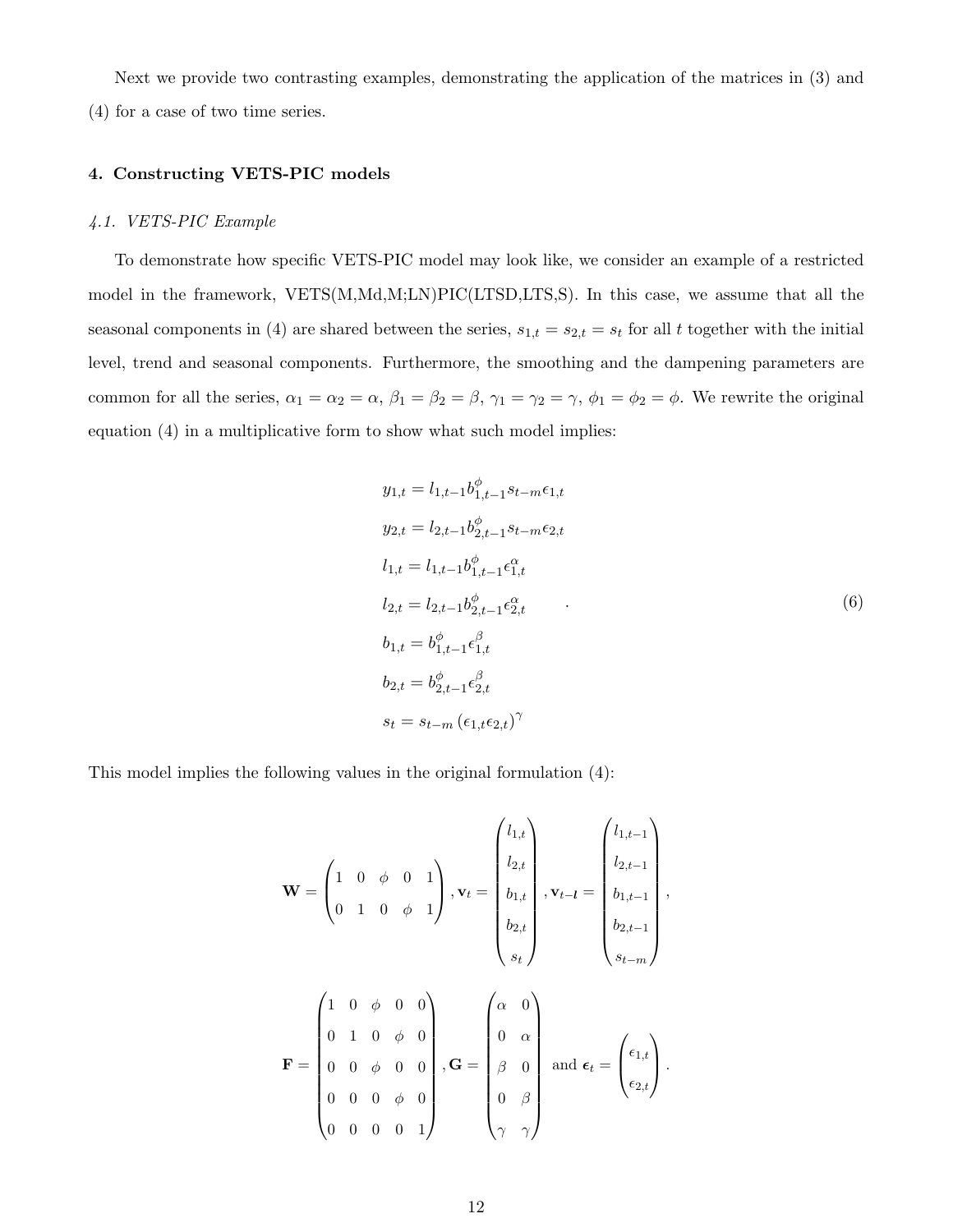Next we provide two contrasting examples, demonstrating the application of the matrices in (3) and (4) for a case of two time series.

## 4. Constructing VETS-PIC models

### *4.1. VETS-PIC Example*

To demonstrate how specific VETS-PIC model may look like, we consider an example of a restricted model in the framework, VETS(M,Md,M;LN)PIC(LTSD,LTS,S). In this case, we assume that all the seasonal components in (4) are shared between the series, $s_{1,t} = s_{2,t} = s_t$ for all $t$ together with the initial level, trend and seasonal components. Furthermore, the smoothing and the dampening parameters are common for all the series, $\alpha_1 = \alpha_2 = \alpha$, $\beta_1 = \beta_2 = \beta$, $\gamma_1 = \gamma_2 = \gamma$, $\phi_1 = \phi_2 = \phi$. We rewrite the original equation (4) in a multiplicative form to show what such model implies:

$$
\begin{aligned}
y_{1,t} &= l_{1,t-1} b_{1,t-1}^{\phi} s_{t-m} \epsilon_{1,t} \\
y_{2,t} &= l_{2,t-1} b_{2,t-1}^{\phi} s_{t-m} \epsilon_{2,t} \\
l_{1,t} &= l_{1,t-1} b_{1,t-1}^{\phi} \epsilon_{1,t}^{\alpha} \\
l_{2,t} &= l_{2,t-1} b_{2,t-1}^{\phi} \epsilon_{2,t}^{\alpha} \\
b_{1,t} &= b_{1,t-1}^{\phi} \epsilon_{1,t}^{\beta} \\
b_{2,t} &= b_{2,t-1}^{\phi} \epsilon_{2,t}^{\beta} \\
s_t &= s_{t-m} \left( \epsilon_{1,t} \epsilon_{2,t} \right)^{\gamma}
\end{aligned} \quad . \tag{6}
$$

This model implies the following values in the original formulation (4):

$$
\mathbf{W} = \begin{pmatrix} 1 & 0 & \phi & 0 & 1 \\ 0 & 1 & 0 & \phi & 1 \end{pmatrix}, \mathbf{v}_t = \begin{pmatrix} l_{1,t} \\ l_{2,t} \\ b_{1,t} \\ b_{2,t} \\ s_t \end{pmatrix}, \mathbf{v}_{t-\boldsymbol{l}} = \begin{pmatrix} l_{1,t-1} \\ l_{2,t-1} \\ b_{1,t-1} \\ b_{2,t-1} \\ s_{t-m} \end{pmatrix},
$$

$$
\mathbf{F} = \begin{pmatrix} 1 & 0 & \phi & 0 & 0 \\ 0 & 1 & 0 & \phi & 0 \\ 0 & 0 & \phi & 0 & 0 \\ 0 & 0 & 0 & \phi & 0 \\ 0 & 0 & 0 & 0 & 1 \end{pmatrix}, \mathbf{G} = \begin{pmatrix} \alpha & 0 \\ 0 & \alpha \\ \beta & 0 \\ 0 & \beta \\ \gamma & \gamma \end{pmatrix} \text{ and } \boldsymbol{\epsilon}_t = \begin{pmatrix} \epsilon_{1,t} \\ \epsilon_{2,t} \end{pmatrix}.
$$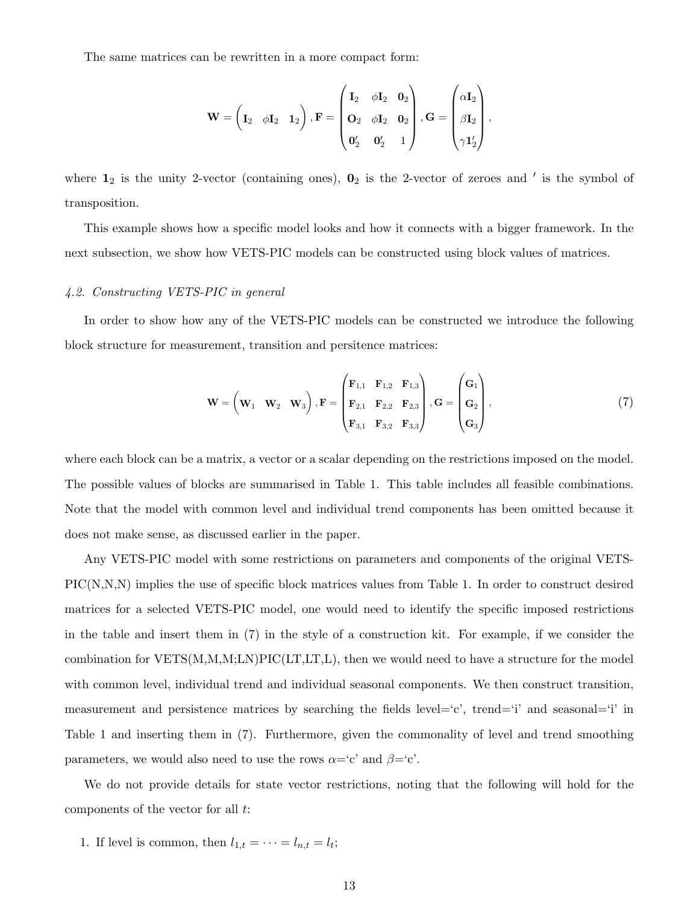The same matrices can be rewritten in a more compact form:

$$\mathbf{W} = \begin{pmatrix} \mathbf{I}_2 & \phi\mathbf{I}_2 & \mathbf{1}_2 \end{pmatrix}, \mathbf{F} = \begin{pmatrix} \mathbf{I}_2 & \phi\mathbf{I}_2 & \mathbf{0}_2 \\ \mathbf{O}_2 & \phi\mathbf{I}_2 & \mathbf{0}_2 \\ \mathbf{0}_2' & \mathbf{0}_2' & 1 \end{pmatrix}, \mathbf{G} = \begin{pmatrix} \alpha\mathbf{I}_2 \\ \beta\mathbf{I}_2 \\ \gamma\mathbf{1}_2' \end{pmatrix},$$

where $\mathbf{1}_2$ is the unity 2-vector (containing ones), $\mathbf{0}_2$ is the 2-vector of zeroes and $'$ is the symbol of transposition.

This example shows how a specific model looks and how it connects with a bigger framework. In the next subsection, we show how VETS-PIC models can be constructed using block values of matrices.

### *4.2. Constructing VETS-PIC in general*

In order to show how any of the VETS-PIC models can be constructed we introduce the following block structure for measurement, transition and persitence matrices:

$$\mathbf{W} = \begin{pmatrix} \mathbf{W}_1 & \mathbf{W}_2 & \mathbf{W}_3 \end{pmatrix}, \mathbf{F} = \begin{pmatrix} \mathbf{F}_{1,1} & \mathbf{F}_{1,2} & \mathbf{F}_{1,3} \\ \mathbf{F}_{2,1} & \mathbf{F}_{2,2} & \mathbf{F}_{2,3} \\ \mathbf{F}_{3,1} & \mathbf{F}_{3,2} & \mathbf{F}_{3,3} \end{pmatrix}, \mathbf{G} = \begin{pmatrix} \mathbf{G}_1 \\ \mathbf{G}_2 \\ \mathbf{G}_3 \end{pmatrix}, \tag{7}$$

where each block can be a matrix, a vector or a scalar depending on the restrictions imposed on the model. The possible values of blocks are summarised in Table 1. This table includes all feasible combinations. Note that the model with common level and individual trend components has been omitted because it does not make sense, as discussed earlier in the paper.

Any VETS-PIC model with some restrictions on parameters and components of the original VETS-PIC(N,N,N) implies the use of specific block matrices values from Table 1. In order to construct desired matrices for a selected VETS-PIC model, one would need to identify the specific imposed restrictions in the table and insert them in (7) in the style of a construction kit. For example, if we consider the combination for VETS(M,M,M;LN)PIC(LT,LT,L), then we would need to have a structure for the model with common level, individual trend and individual seasonal components. We then construct transition, measurement and persistence matrices by searching the fields level='c', trend='i' and seasonal='i' in Table 1 and inserting them in (7). Furthermore, given the commonality of level and trend smoothing parameters, we would also need to use the rows $\alpha$='c' and $\beta$='c'.

We do not provide details for state vector restrictions, noting that the following will hold for the components of the vector for all $t$:

1. If level is common, then $l_{1,t} = \cdots = l_{n,t} = l_t$;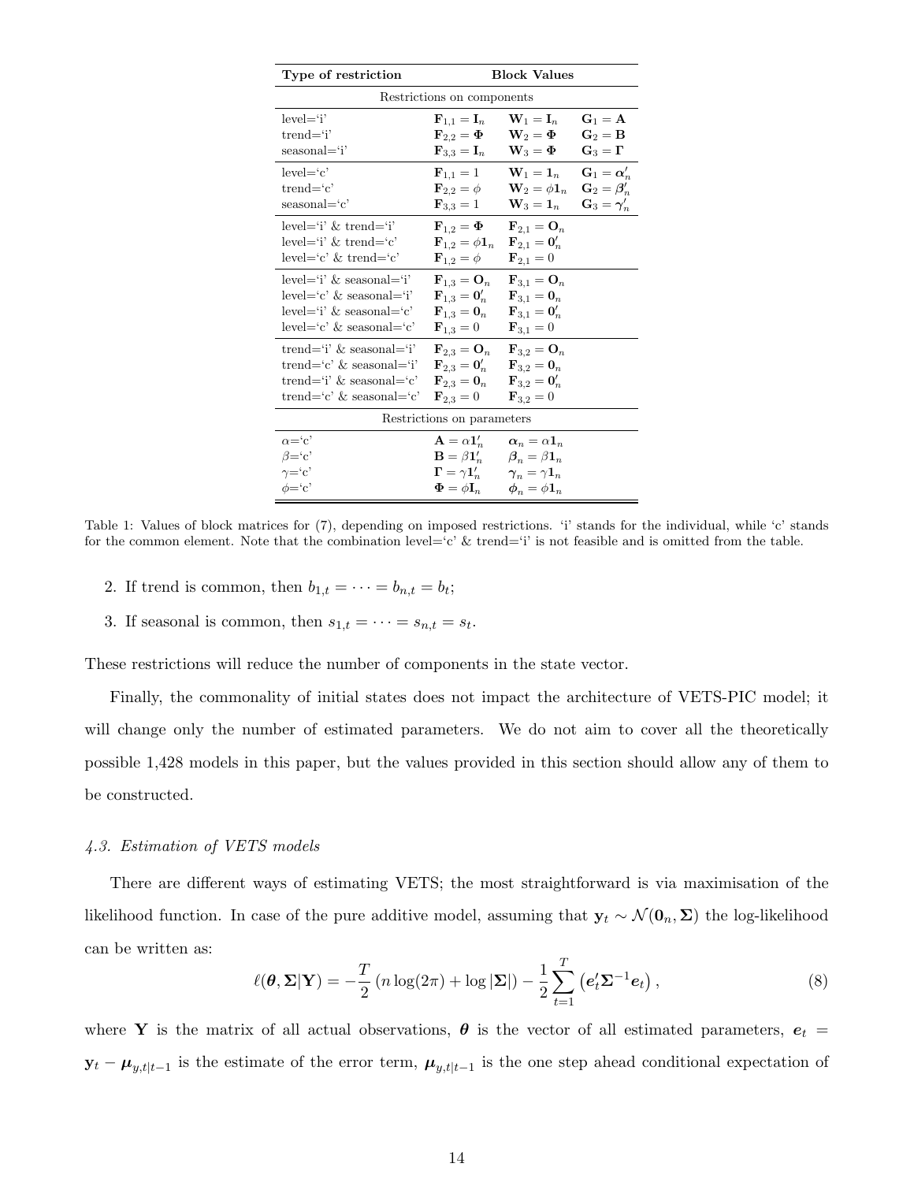| Type of restriction | Block Values | | |
|---|---|---|---|
| Restrictions on components | | | |
| level='i' | $\mathbf{F}_{1,1} = \mathbf{I}_n$ | $\mathbf{W}_1 = \mathbf{I}_n$ | $\mathbf{G}_1 = \mathbf{A}$ |
| trend='i' | $\mathbf{F}_{2,2} = \mathbf{\Phi}$ | $\mathbf{W}_2 = \mathbf{\Phi}$ | $\mathbf{G}_2 = \mathbf{B}$ |
| seasonal='i' | $\mathbf{F}_{3,3} = \mathbf{I}_n$ | $\mathbf{W}_3 = \mathbf{\Phi}$ | $\mathbf{G}_3 = \mathbf{\Gamma}$ |
| level='c' | $\mathbf{F}_{1,1} = 1$ | $\mathbf{W}_1 = \mathbf{1}_n$ | $\mathbf{G}_1 = \boldsymbol{\alpha}_n'$ |
| trend='c' | $\mathbf{F}_{2,2} = \phi$ | $\mathbf{W}_2 = \phi \mathbf{1}_n$ | $\mathbf{G}_2 = \boldsymbol{\beta}_n'$ |
| seasonal='c' | $\mathbf{F}_{3,3} = 1$ | $\mathbf{W}_3 = \mathbf{1}_n$ | $\mathbf{G}_3 = \boldsymbol{\gamma}_n'$ |
| level='i' & trend='i' | $\mathbf{F}_{1,2} = \mathbf{\Phi}$ | $\mathbf{F}_{2,1} = \mathbf{O}_n$ | |
| level='i' & trend='c' | $\mathbf{F}_{1,2} = \phi \mathbf{1}_n$ | $\mathbf{F}_{2,1} = \mathbf{0}_n'$ | |
| level='c' & trend='c' | $\mathbf{F}_{1,2} = \phi$ | $\mathbf{F}_{2,1} = 0$ | |
| level='i' & seasonal='i' | $\mathbf{F}_{1,3} = \mathbf{O}_n$ | $\mathbf{F}_{3,1} = \mathbf{O}_n$ | |
| level='c' & seasonal='i' | $\mathbf{F}_{1,3} = \mathbf{0}_n'$ | $\mathbf{F}_{3,1} = \mathbf{0}_n$ | |
| level='i' & seasonal='c' | $\mathbf{F}_{1,3} = \mathbf{0}_n$ | $\mathbf{F}_{3,1} = \mathbf{0}_n'$ | |
| level='c' & seasonal='c' | $\mathbf{F}_{1,3} = 0$ | $\mathbf{F}_{3,1} = 0$ | |
| trend='i' & seasonal='i' | $\mathbf{F}_{2,3} = \mathbf{O}_n$ | $\mathbf{F}_{3,2} = \mathbf{O}_n$ | |
| trend='c' & seasonal='i' | $\mathbf{F}_{2,3} = \mathbf{0}_n'$ | $\mathbf{F}_{3,2} = \mathbf{0}_n$ | |
| trend='i' & seasonal='c' | $\mathbf{F}_{2,3} = \mathbf{0}_n$ | $\mathbf{F}_{3,2} = \mathbf{0}_n'$ | |
| trend='c' & seasonal='c' | $\mathbf{F}_{2,3} = 0$ | $\mathbf{F}_{3,2} = 0$ | |
| Restrictions on parameters | | | |
| $\alpha$='c' | $\mathbf{A} = \alpha \mathbf{1}_n'$ | $\boldsymbol{\alpha}_n = \alpha \mathbf{1}_n$ | |
| $\beta$='c' | $\mathbf{B} = \beta \mathbf{1}_n'$ | $\boldsymbol{\beta}_n = \beta \mathbf{1}_n$ | |
| $\gamma$='c' | $\mathbf{\Gamma} = \gamma \mathbf{1}_n'$ | $\boldsymbol{\gamma}_n = \gamma \mathbf{1}_n$ | |
| $\phi$='c' | $\mathbf{\Phi} = \phi \mathbf{I}_n$ | $\boldsymbol{\phi}_n = \phi \mathbf{1}_n$ | |

Table 1: Values of block matrices for (7), depending on imposed restrictions. 'i' stands for the individual, while 'c' stands for the common element. Note that the combination level='c' & trend='i' is not feasible and is omitted from the table.

2. If trend is common, then $b_{1,t} = \dots = b_{n,t} = b_t$;
3. If seasonal is common, then $s_{1,t} = \dots = s_{n,t} = s_t$.

These restrictions will reduce the number of components in the state vector.

Finally, the commonality of initial states does not impact the architecture of VETS-PIC model; it will change only the number of estimated parameters. We do not aim to cover all the theoretically possible 1,428 models in this paper, but the values provided in this section should allow any of them to be constructed.

### *4.3. Estimation of VETS models*

There are different ways of estimating VETS; the most straightforward is via maximisation of the likelihood function. In case of the pure additive model, assuming that $\mathbf{y}_t \sim \mathcal{N}(\mathbf{0}_n, \mathbf{\Sigma})$ the log-likelihood can be written as:

$$\ell(\boldsymbol{\theta}, \mathbf{\Sigma}|\mathbf{Y}) = -\frac{T}{2}\left(n \log(2\pi) + \log |\mathbf{\Sigma}|\right) - \frac{1}{2}\sum_{t=1}^{T}\left(\boldsymbol{e}_t' \mathbf{\Sigma}^{-1} \boldsymbol{e}_t\right), \tag{8}$$

where $\mathbf{Y}$ is the matrix of all actual observations, $\boldsymbol{\theta}$ is the vector of all estimated parameters, $\boldsymbol{e}_t = \mathbf{y}_t - \boldsymbol{\mu}_{y,t|t-1}$ is the estimate of the error term, $\boldsymbol{\mu}_{y,t|t-1}$ is the one step ahead conditional expectation of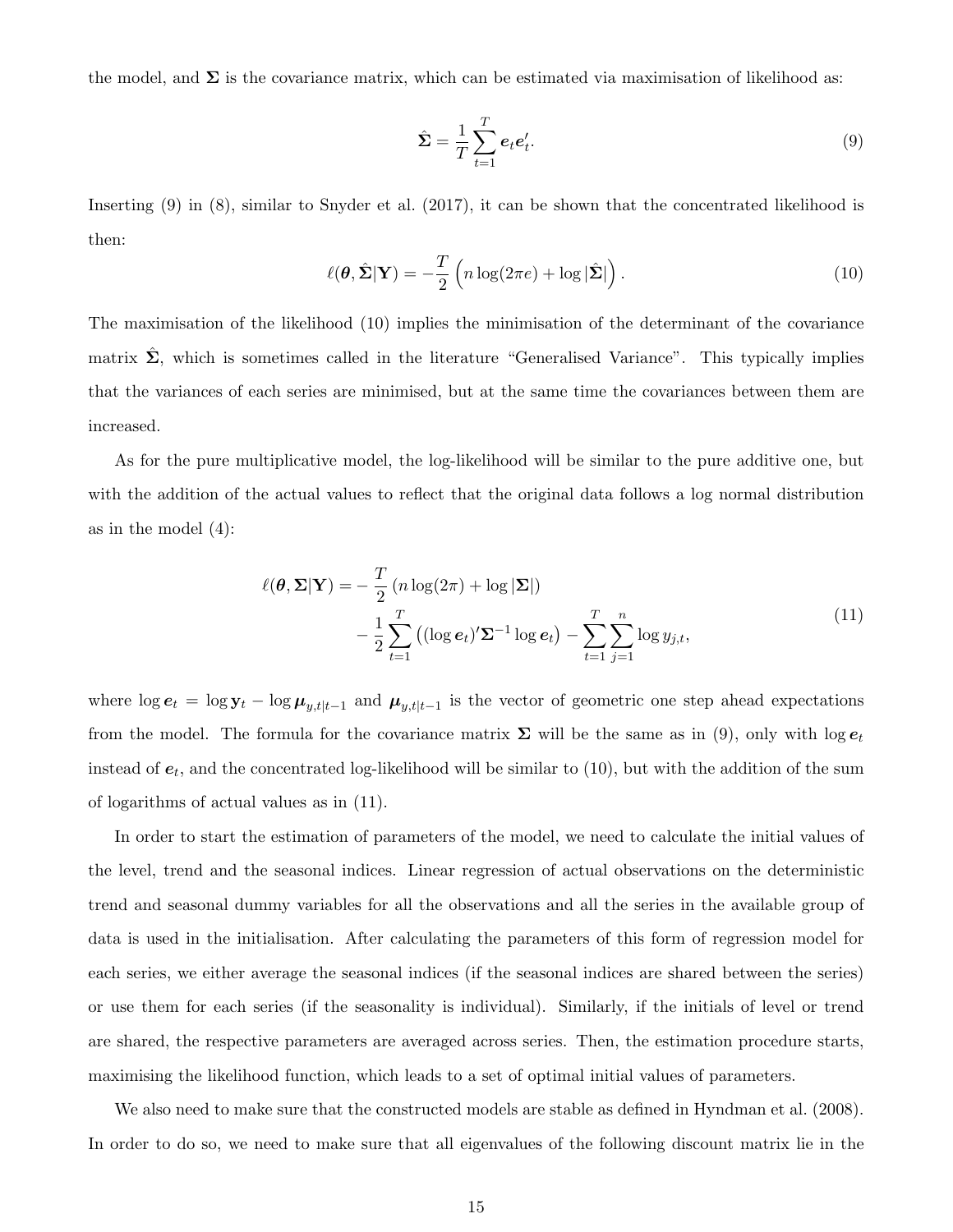the model, and $\mathbf{\Sigma}$ is the covariance matrix, which can be estimated via maximisation of likelihood as:

$$\hat{\mathbf{\Sigma}} = \frac{1}{T} \sum_{t=1}^{T} \boldsymbol{e}_t \boldsymbol{e}_t'. \tag{9}$$

Inserting (9) in (8), similar to Snyder et al. (2017), it can be shown that the concentrated likelihood is then:

$$\ell(\boldsymbol{\theta}, \hat{\mathbf{\Sigma}}|\mathbf{Y}) = -\frac{T}{2} \left( n \log(2\pi e) + \log |\hat{\mathbf{\Sigma}}| \right). \tag{10}$$

The maximisation of the likelihood (10) implies the minimisation of the determinant of the covariance matrix $\hat{\mathbf{\Sigma}}$, which is sometimes called in the literature "Generalised Variance". This typically implies that the variances of each series are minimised, but at the same time the covariances between them are increased.

As for the pure multiplicative model, the log-likelihood will be similar to the pure additive one, but with the addition of the actual values to reflect that the original data follows a log normal distribution as in the model (4):

$$\begin{aligned} \ell(\boldsymbol{\theta}, \mathbf{\Sigma}|\mathbf{Y}) = & -\frac{T}{2} \left( n \log(2\pi) + \log |\mathbf{\Sigma}| \right) \\ & - \frac{1}{2} \sum_{t=1}^{T} \left( (\log \boldsymbol{e}_t)' \mathbf{\Sigma}^{-1} \log \boldsymbol{e}_t \right) - \sum_{t=1}^{T} \sum_{j=1}^{n} \log y_{j,t}, \end{aligned} \tag{11}$$

where $\log \boldsymbol{e}_t = \log \mathbf{y}_t - \log \boldsymbol{\mu}_{y,t|t-1}$ and $\boldsymbol{\mu}_{y,t|t-1}$ is the vector of geometric one step ahead expectations from the model. The formula for the covariance matrix $\mathbf{\Sigma}$ will be the same as in (9), only with $\log \boldsymbol{e}_t$ instead of $\boldsymbol{e}_t$, and the concentrated log-likelihood will be similar to (10), but with the addition of the sum of logarithms of actual values as in (11).

In order to start the estimation of parameters of the model, we need to calculate the initial values of the level, trend and the seasonal indices. Linear regression of actual observations on the deterministic trend and seasonal dummy variables for all the observations and all the series in the available group of data is used in the initialisation. After calculating the parameters of this form of regression model for each series, we either average the seasonal indices (if the seasonal indices are shared between the series) or use them for each series (if the seasonality is individual). Similarly, if the initials of level or trend are shared, the respective parameters are averaged across series. Then, the estimation procedure starts, maximising the likelihood function, which leads to a set of optimal initial values of parameters.

We also need to make sure that the constructed models are stable as defined in Hyndman et al. (2008). In order to do so, we need to make sure that all eigenvalues of the following discount matrix lie in the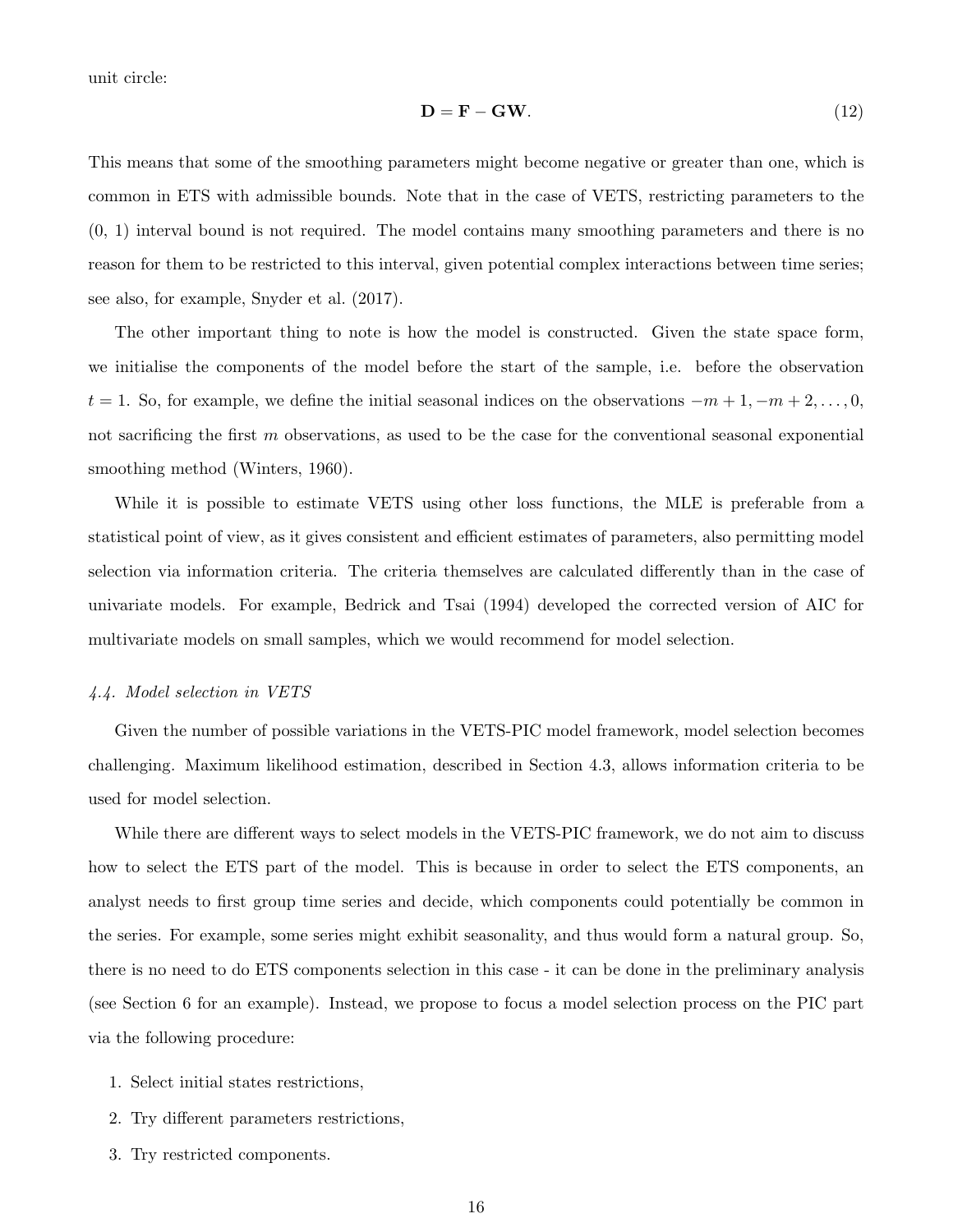unit circle:

$$\mathbf{D} = \mathbf{F} - \mathbf{G}\mathbf{W}. \tag{12}$$

This means that some of the smoothing parameters might become negative or greater than one, which is common in ETS with admissible bounds. Note that in the case of VETS, restricting parameters to the (0, 1) interval bound is not required. The model contains many smoothing parameters and there is no reason for them to be restricted to this interval, given potential complex interactions between time series; see also, for example, Snyder et al. (2017).

The other important thing to note is how the model is constructed. Given the state space form, we initialise the components of the model before the start of the sample, i.e. before the observation $t = 1$. So, for example, we define the initial seasonal indices on the observations $-m+1, -m+2, \ldots, 0$, not sacrificing the first $m$ observations, as used to be the case for the conventional seasonal exponential smoothing method (Winters, 1960).

While it is possible to estimate VETS using other loss functions, the MLE is preferable from a statistical point of view, as it gives consistent and efficient estimates of parameters, also permitting model selection via information criteria. The criteria themselves are calculated differently than in the case of univariate models. For example, Bedrick and Tsai (1994) developed the corrected version of AIC for multivariate models on small samples, which we would recommend for model selection.

### *4.4. Model selection in VETS*

Given the number of possible variations in the VETS-PIC model framework, model selection becomes challenging. Maximum likelihood estimation, described in Section 4.3, allows information criteria to be used for model selection.

While there are different ways to select models in the VETS-PIC framework, we do not aim to discuss how to select the ETS part of the model. This is because in order to select the ETS components, an analyst needs to first group time series and decide, which components could potentially be common in the series. For example, some series might exhibit seasonality, and thus would form a natural group. So, there is no need to do ETS components selection in this case - it can be done in the preliminary analysis (see Section 6 for an example). Instead, we propose to focus a model selection process on the PIC part via the following procedure:

1. Select initial states restrictions,
2. Try different parameters restrictions,
3. Try restricted components.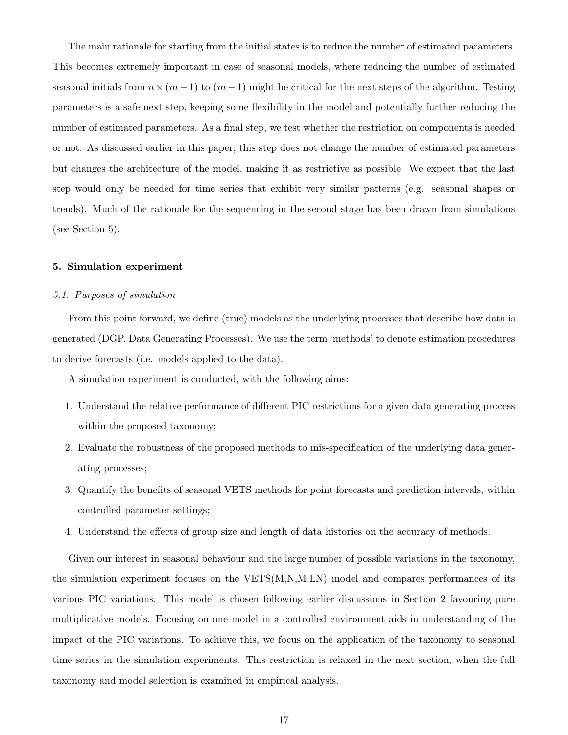The main rationale for starting from the initial states is to reduce the number of estimated parameters. This becomes extremely important in case of seasonal models, where reducing the number of estimated seasonal initials from $n \times (m-1)$ to $(m-1)$ might be critical for the next steps of the algorithm. Testing parameters is a safe next step, keeping some flexibility in the model and potentially further reducing the number of estimated parameters. As a final step, we test whether the restriction on components is needed or not. As discussed earlier in this paper, this step does not change the number of estimated parameters but changes the architecture of the model, making it as restrictive as possible. We expect that the last step would only be needed for time series that exhibit very similar patterns (e.g. seasonal shapes or trends). Much of the rationale for the sequencing in the second stage has been drawn from simulations (see Section 5).

## 5. Simulation experiment

### *5.1. Purposes of simulation*

From this point forward, we define (true) models as the underlying processes that describe how data is generated (DGP, Data Generating Processes). We use the term 'methods' to denote estimation procedures to derive forecasts (i.e. models applied to the data).

A simulation experiment is conducted, with the following aims:

1. Understand the relative performance of different PIC restrictions for a given data generating process within the proposed taxonomy;
2. Evaluate the robustness of the proposed methods to mis-specification of the underlying data generating processes;
3. Quantify the benefits of seasonal VETS methods for point forecasts and prediction intervals, within controlled parameter settings;
4. Understand the effects of group size and length of data histories on the accuracy of methods.

Given our interest in seasonal behaviour and the large number of possible variations in the taxonomy, the simulation experiment focuses on the VETS(M,N,M;LN) model and compares performances of its various PIC variations. This model is chosen following earlier discussions in Section 2 favouring pure multiplicative models. Focusing on one model in a controlled environment aids in understanding of the impact of the PIC variations. To achieve this, we focus on the application of the taxonomy to seasonal time series in the simulation experiments. This restriction is relaxed in the next section, when the full taxonomy and model selection is examined in empirical analysis.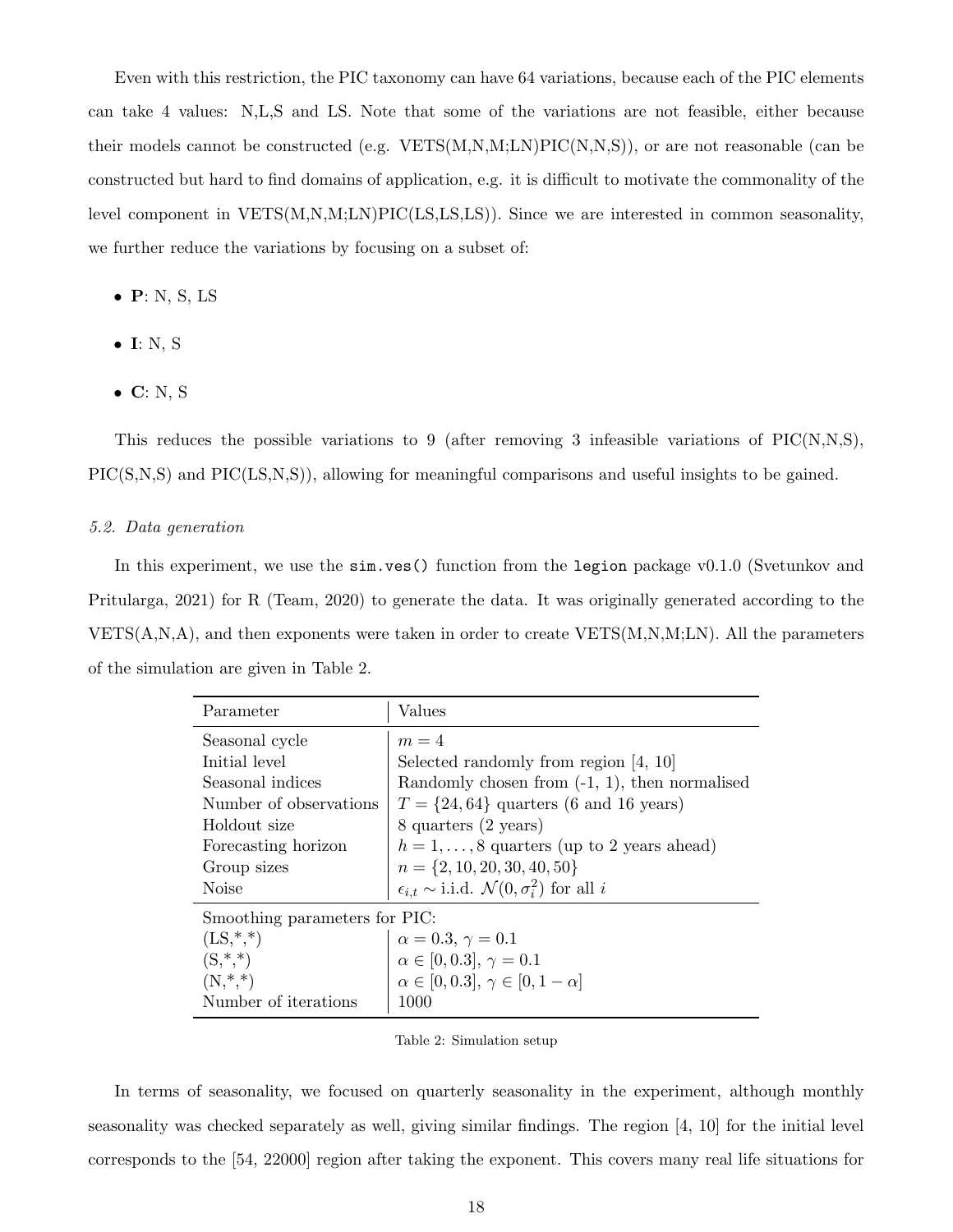Even with this restriction, the PIC taxonomy can have 64 variations, because each of the PIC elements can take 4 values: N,L,S and LS. Note that some of the variations are not feasible, either because their models cannot be constructed (e.g. VETS(M,N,M;LN)PIC(N,N,S)), or are not reasonable (can be constructed but hard to find domains of application, e.g. it is difficult to motivate the commonality of the level component in VETS(M,N,M;LN)PIC(LS,LS,LS)). Since we are interested in common seasonality, we further reduce the variations by focusing on a subset of:

- **P**: N, S, LS
- **I**: N, S
- **C**: N, S

This reduces the possible variations to 9 (after removing 3 infeasible variations of PIC(N,N,S), PIC(S,N,S) and PIC(LS,N,S)), allowing for meaningful comparisons and useful insights to be gained.

### *5.2. Data generation*

In this experiment, we use the `sim.ves()` function from the `legion` package v0.1.0 (Svetunkov and Pritularga, 2021) for R (Team, 2020) to generate the data. It was originally generated according to the VETS(A,N,A), and then exponents were taken in order to create VETS(M,N,M;LN). All the parameters of the simulation are given in Table 2.

| Parameter | Values |
|---|---|
| Seasonal cycle | $m = 4$ |
| Initial level | Selected randomly from region [4, 10] |
| Seasonal indices | Randomly chosen from (-1, 1), then normalised |
| Number of observations | $T = \{24, 64\}$ quarters (6 and 16 years) |
| Holdout size | 8 quarters (2 years) |
| Forecasting horizon | $h = 1, \dots, 8$ quarters (up to 2 years ahead) |
| Group sizes | $n = \{2, 10, 20, 30, 40, 50\}$ |
| Noise | $\epsilon_{i,t} \sim$ i.i.d. $\mathcal{N}(0, \sigma_i^2)$ for all $i$ |
| Smoothing parameters for PIC: | |
| (LS,*,*) | $\alpha = 0.3$, $\gamma = 0.1$ |
| (S,*,*) | $\alpha \in [0, 0.3]$, $\gamma = 0.1$ |
| (N,*,*) | $\alpha \in [0, 0.3]$, $\gamma \in [0, 1-\alpha]$ |
| Number of iterations | 1000 |

Table 2: Simulation setup

In terms of seasonality, we focused on quarterly seasonality in the experiment, although monthly seasonality was checked separately as well, giving similar findings. The region [4, 10] for the initial level corresponds to the [54, 22000] region after taking the exponent. This covers many real life situations for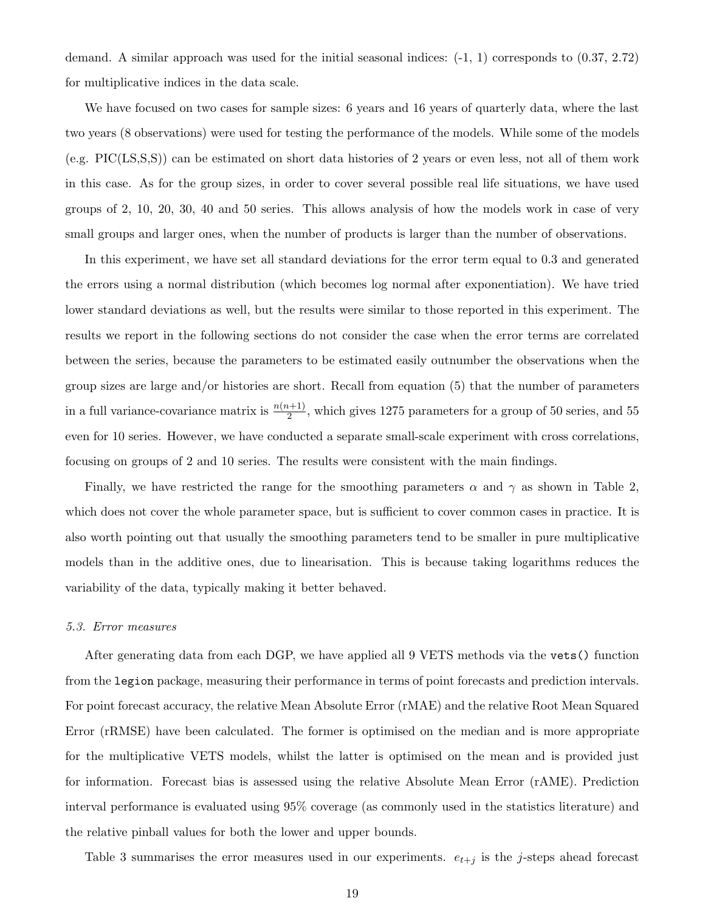demand. A similar approach was used for the initial seasonal indices: (-1, 1) corresponds to (0.37, 2.72) for multiplicative indices in the data scale.

We have focused on two cases for sample sizes: 6 years and 16 years of quarterly data, where the last two years (8 observations) were used for testing the performance of the models. While some of the models (e.g. PIC(LS,S,S)) can be estimated on short data histories of 2 years or even less, not all of them work in this case. As for the group sizes, in order to cover several possible real life situations, we have used groups of 2, 10, 20, 30, 40 and 50 series. This allows analysis of how the models work in case of very small groups and larger ones, when the number of products is larger than the number of observations.

In this experiment, we have set all standard deviations for the error term equal to 0.3 and generated the errors using a normal distribution (which becomes log normal after exponentiation). We have tried lower standard deviations as well, but the results were similar to those reported in this experiment. The results we report in the following sections do not consider the case when the error terms are correlated between the series, because the parameters to be estimated easily outnumber the observations when the group sizes are large and/or histories are short. Recall from equation (5) that the number of parameters in a full variance-covariance matrix is $\frac{n(n+1)}{2}$, which gives 1275 parameters for a group of 50 series, and 55 even for 10 series. However, we have conducted a separate small-scale experiment with cross correlations, focusing on groups of 2 and 10 series. The results were consistent with the main findings.

Finally, we have restricted the range for the smoothing parameters $\alpha$ and $\gamma$ as shown in Table 2, which does not cover the whole parameter space, but is sufficient to cover common cases in practice. It is also worth pointing out that usually the smoothing parameters tend to be smaller in pure multiplicative models than in the additive ones, due to linearisation. This is because taking logarithms reduces the variability of the data, typically making it better behaved.

### 5.3. Error measures

After generating data from each DGP, we have applied all 9 VETS methods via the `vets()` function from the `legion` package, measuring their performance in terms of point forecasts and prediction intervals. For point forecast accuracy, the relative Mean Absolute Error (rMAE) and the relative Root Mean Squared Error (rRMSE) have been calculated. The former is optimised on the median and is more appropriate for the multiplicative VETS models, whilst the latter is optimised on the mean and is provided just for information. Forecast bias is assessed using the relative Absolute Mean Error (rAME). Prediction interval performance is evaluated using 95% coverage (as commonly used in the statistics literature) and the relative pinball values for both the lower and upper bounds.

Table 3 summarises the error measures used in our experiments. $e_{t+j}$ is the $j$-steps ahead forecast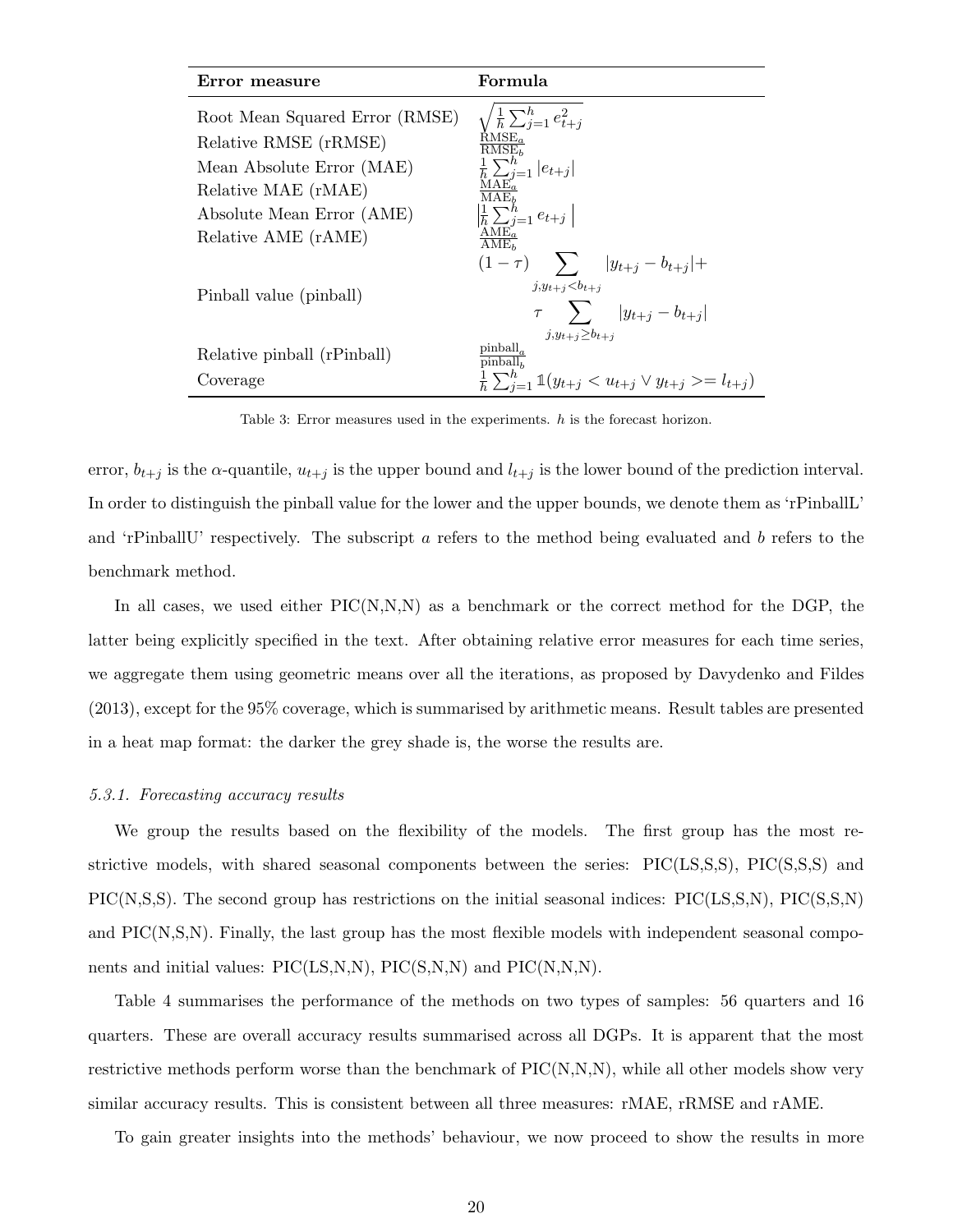| Error measure | Formula |
|---|---|
| Root Mean Squared Error (RMSE) | $\sqrt{\frac{1}{h}\sum_{j=1}^{h} e_{t+j}^2}$ |
| Relative RMSE (rRMSE) | $\frac{\text{RMSE}_a}{\text{RMSE}_b}$ |
| Mean Absolute Error (MAE) | $\frac{1}{h}\sum_{j=1}^{h} \lvert e_{t+j} \rvert$ |
| Relative MAE (rMAE) | $\frac{\text{MAE}_a}{\text{MAE}_b}$ |
| Absolute Mean Error (AME) | $\left\lvert \frac{1}{h}\sum_{j=1}^{h} e_{t+j} \right\rvert$ |
| Relative AME (rAME) | $\frac{\text{AME}_a}{\text{AME}_b}$ |
| Pinball value (pinball) | $(1-\tau) \sum_{j, y_{t+j} < b_{t+j}} \lvert y_{t+j} - b_{t+j} \rvert + \tau \sum_{j, y_{t+j} \geq b_{t+j}} \lvert y_{t+j} - b_{t+j} \rvert$ |
| Relative pinball (rPinball) | $\frac{\text{pinball}_a}{\text{pinball}_b}$ |
| Coverage | $\frac{1}{h}\sum_{j=1}^{h} \mathbb{1}(y_{t+j} < u_{t+j} \vee y_{t+j} >= l_{t+j})$ |

Table 3: Error measures used in the experiments. $h$ is the forecast horizon.

error, $b_{t+j}$ is the $\alpha$-quantile, $u_{t+j}$ is the upper bound and $l_{t+j}$ is the lower bound of the prediction interval. In order to distinguish the pinball value for the lower and the upper bounds, we denote them as 'rPinballL' and 'rPinballU' respectively. The subscript $a$ refers to the method being evaluated and $b$ refers to the benchmark method.

In all cases, we used either PIC(N,N,N) as a benchmark or the correct method for the DGP, the latter being explicitly specified in the text. After obtaining relative error measures for each time series, we aggregate them using geometric means over all the iterations, as proposed by Davydenko and Fildes (2013), except for the 95% coverage, which is summarised by arithmetic means. Result tables are presented in a heat map format: the darker the grey shade is, the worse the results are.

### *5.3.1. Forecasting accuracy results*

We group the results based on the flexibility of the models. The first group has the most restrictive models, with shared seasonal components between the series: PIC(LS,S,S), PIC(S,S,S) and PIC(N,S,S). The second group has restrictions on the initial seasonal indices: PIC(LS,S,N), PIC(S,S,N) and PIC(N,S,N). Finally, the last group has the most flexible models with independent seasonal components and initial values: PIC(LS,N,N), PIC(S,N,N) and PIC(N,N,N).

Table 4 summarises the performance of the methods on two types of samples: 56 quarters and 16 quarters. These are overall accuracy results summarised across all DGPs. It is apparent that the most restrictive methods perform worse than the benchmark of PIC(N,N,N), while all other models show very similar accuracy results. This is consistent between all three measures: rMAE, rRMSE and rAME.

To gain greater insights into the methods' behaviour, we now proceed to show the results in more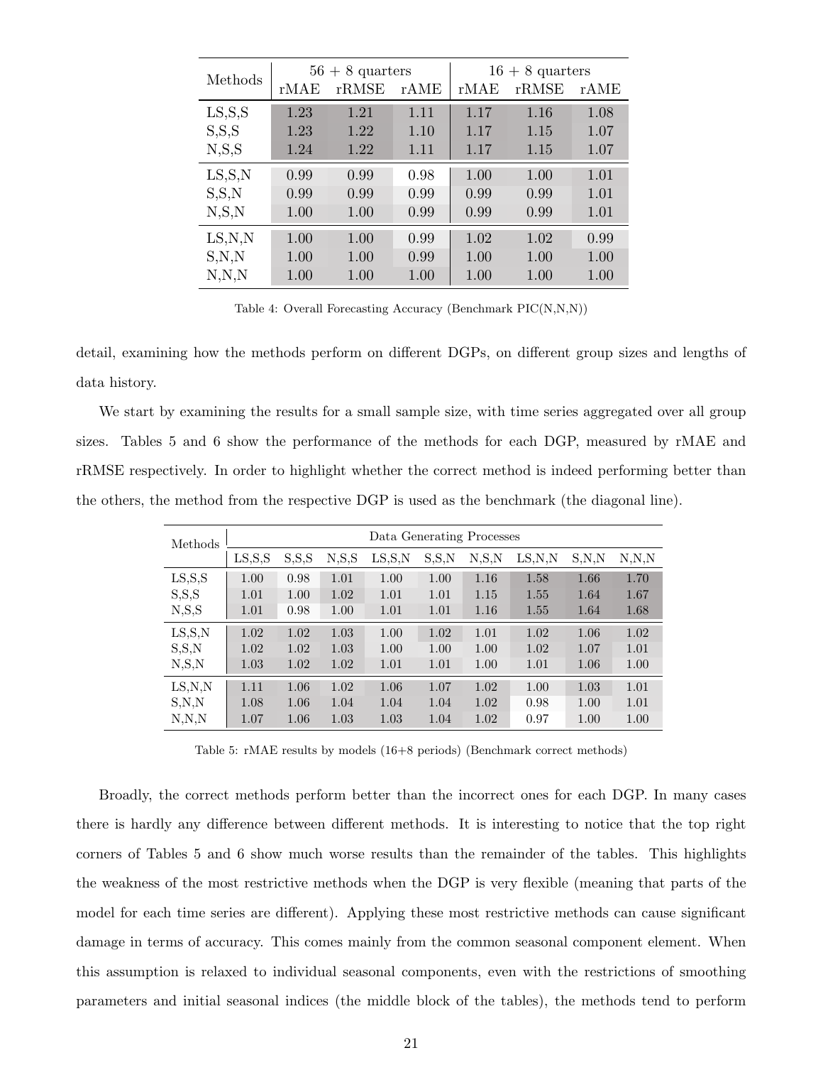| Methods | 56 + 8 quarters | | | 16 + 8 quarters | | |
|---|---|---|---|---|---|---|
| | rMAE | rRMSE | rAME | rMAE | rRMSE | rAME |
| LS,S,S | 1.23 | 1.21 | 1.11 | 1.17 | 1.16 | 1.08 |
| S,S,S | 1.23 | 1.22 | 1.10 | 1.17 | 1.15 | 1.07 |
| N,S,S | 1.24 | 1.22 | 1.11 | 1.17 | 1.15 | 1.07 |
| LS,S,N | 0.99 | 0.99 | 0.98 | 1.00 | 1.00 | 1.01 |
| S,S,N | 0.99 | 0.99 | 0.99 | 0.99 | 0.99 | 1.01 |
| N,S,N | 1.00 | 1.00 | 0.99 | 0.99 | 0.99 | 1.01 |
| LS,N,N | 1.00 | 1.00 | 0.99 | 1.02 | 1.02 | 0.99 |
| S,N,N | 1.00 | 1.00 | 0.99 | 1.00 | 1.00 | 1.00 |
| N,N,N | 1.00 | 1.00 | 1.00 | 1.00 | 1.00 | 1.00 |

Table 4: Overall Forecasting Accuracy (Benchmark PIC(N,N,N))

detail, examining how the methods perform on different DGPs, on different group sizes and lengths of data history.

We start by examining the results for a small sample size, with time series aggregated over all group sizes. Tables 5 and 6 show the performance of the methods for each DGP, measured by rMAE and rRMSE respectively. In order to highlight whether the correct method is indeed performing better than the others, the method from the respective DGP is used as the benchmark (the diagonal line).

| Methods | Data Generating Processes | | | | | | | | |
|---|---|---|---|---|---|---|---|---|---|
| | LS,S,S | S,S,S | N,S,S | LS,S,N | S,S,N | N,S,N | LS,N,N | S,N,N | N,N,N |
| LS,S,S | 1.00 | 0.98 | 1.01 | 1.00 | 1.00 | 1.16 | 1.58 | 1.66 | 1.70 |
| S,S,S | 1.01 | 1.00 | 1.02 | 1.01 | 1.01 | 1.15 | 1.55 | 1.64 | 1.67 |
| N,S,S | 1.01 | 0.98 | 1.00 | 1.01 | 1.01 | 1.16 | 1.55 | 1.64 | 1.68 |
| LS,S,N | 1.02 | 1.02 | 1.03 | 1.00 | 1.02 | 1.01 | 1.02 | 1.06 | 1.02 |
| S,S,N | 1.02 | 1.02 | 1.03 | 1.00 | 1.00 | 1.00 | 1.02 | 1.07 | 1.01 |
| N,S,N | 1.03 | 1.02 | 1.02 | 1.01 | 1.01 | 1.00 | 1.01 | 1.06 | 1.00 |
| LS,N,N | 1.11 | 1.06 | 1.02 | 1.06 | 1.07 | 1.02 | 1.00 | 1.03 | 1.01 |
| S,N,N | 1.08 | 1.06 | 1.04 | 1.04 | 1.04 | 1.02 | 0.98 | 1.00 | 1.01 |
| N,N,N | 1.07 | 1.06 | 1.03 | 1.03 | 1.04 | 1.02 | 0.97 | 1.00 | 1.00 |

Table 5: rMAE results by models (16+8 periods) (Benchmark correct methods)

Broadly, the correct methods perform better than the incorrect ones for each DGP. In many cases there is hardly any difference between different methods. It is interesting to notice that the top right corners of Tables 5 and 6 show much worse results than the remainder of the tables. This highlights the weakness of the most restrictive methods when the DGP is very flexible (meaning that parts of the model for each time series are different). Applying these most restrictive methods can cause significant damage in terms of accuracy. This comes mainly from the common seasonal component element. When this assumption is relaxed to individual seasonal components, even with the restrictions of smoothing parameters and initial seasonal indices (the middle block of the tables), the methods tend to perform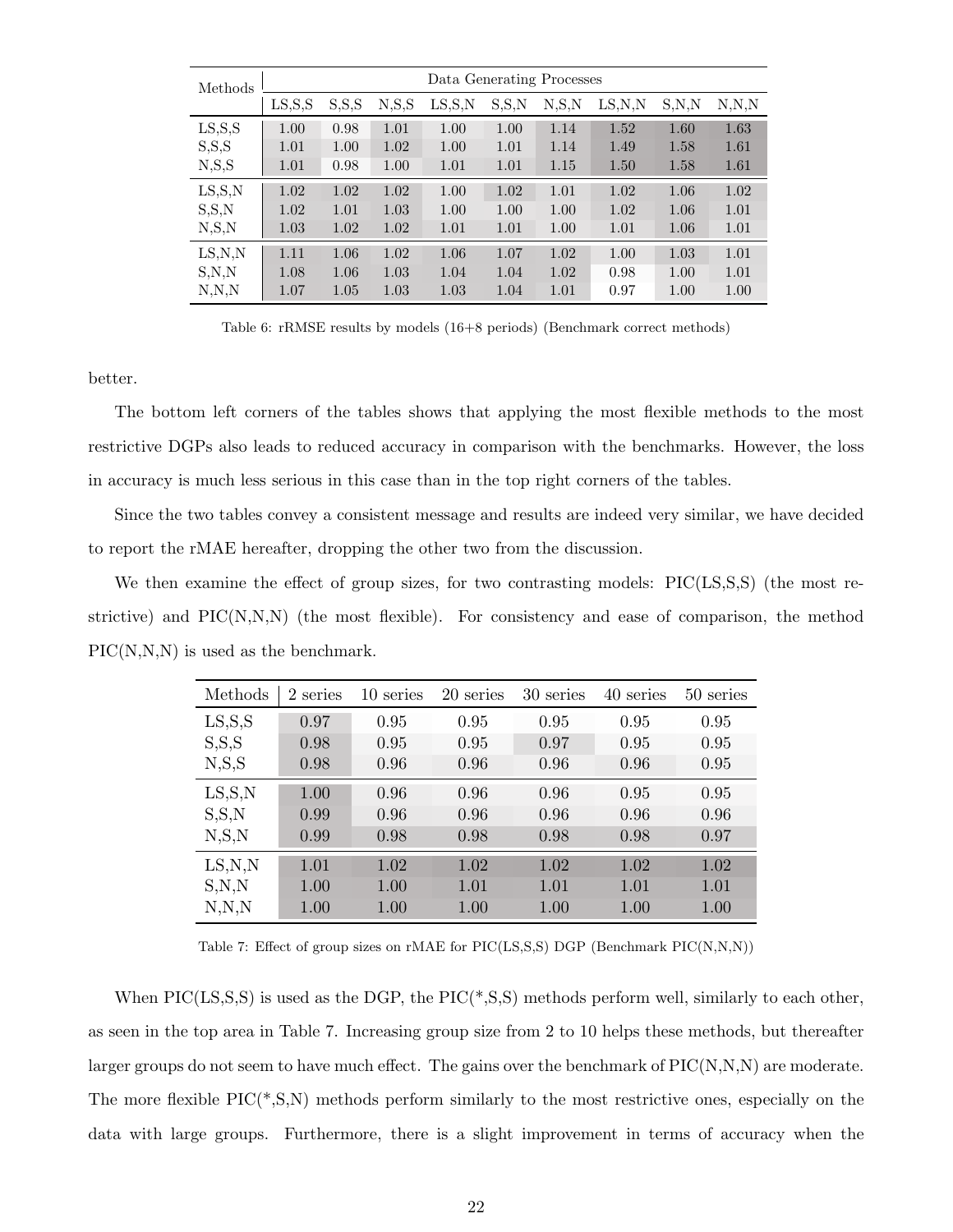| Methods | Data Generating Processes | | | | | | | | |
|---|---|---|---|---|---|---|---|---|---|
| | LS,S,S | S,S,S | N,S,S | LS,S,N | S,S,N | N,S,N | LS,N,N | S,N,N | N,N,N |
| LS,S,S | 1.00 | 0.98 | 1.01 | 1.00 | 1.00 | 1.14 | 1.52 | 1.60 | 1.63 |
| S,S,S | 1.01 | 1.00 | 1.02 | 1.00 | 1.01 | 1.14 | 1.49 | 1.58 | 1.61 |
| N,S,S | 1.01 | 0.98 | 1.00 | 1.01 | 1.01 | 1.15 | 1.50 | 1.58 | 1.61 |
| LS,S,N | 1.02 | 1.02 | 1.02 | 1.00 | 1.02 | 1.01 | 1.02 | 1.06 | 1.02 |
| S,S,N | 1.02 | 1.01 | 1.03 | 1.00 | 1.00 | 1.00 | 1.02 | 1.06 | 1.01 |
| N,S,N | 1.03 | 1.02 | 1.02 | 1.01 | 1.01 | 1.00 | 1.01 | 1.06 | 1.01 |
| LS,N,N | 1.11 | 1.06 | 1.02 | 1.06 | 1.07 | 1.02 | 1.00 | 1.03 | 1.01 |
| S,N,N | 1.08 | 1.06 | 1.03 | 1.04 | 1.04 | 1.02 | 0.98 | 1.00 | 1.01 |
| N,N,N | 1.07 | 1.05 | 1.03 | 1.03 | 1.04 | 1.01 | 0.97 | 1.00 | 1.00 |

Table 6: rRMSE results by models (16+8 periods) (Benchmark correct methods)

better.

The bottom left corners of the tables shows that applying the most flexible methods to the most restrictive DGPs also leads to reduced accuracy in comparison with the benchmarks. However, the loss in accuracy is much less serious in this case than in the top right corners of the tables.

Since the two tables convey a consistent message and results are indeed very similar, we have decided to report the rMAE hereafter, dropping the other two from the discussion.

We then examine the effect of group sizes, for two contrasting models: PIC(LS,S,S) (the most restrictive) and PIC(N,N,N) (the most flexible). For consistency and ease of comparison, the method PIC(N,N,N) is used as the benchmark.

| Methods | 2 series | 10 series | 20 series | 30 series | 40 series | 50 series |
|---|---|---|---|---|---|---|
| LS,S,S | 0.97 | 0.95 | 0.95 | 0.95 | 0.95 | 0.95 |
| S,S,S | 0.98 | 0.95 | 0.95 | 0.97 | 0.95 | 0.95 |
| N,S,S | 0.98 | 0.96 | 0.96 | 0.96 | 0.96 | 0.95 |
| LS,S,N | 1.00 | 0.96 | 0.96 | 0.96 | 0.95 | 0.95 |
| S,S,N | 0.99 | 0.96 | 0.96 | 0.96 | 0.96 | 0.96 |
| N,S,N | 0.99 | 0.98 | 0.98 | 0.98 | 0.98 | 0.97 |
| LS,N,N | 1.01 | 1.02 | 1.02 | 1.02 | 1.02 | 1.02 |
| S,N,N | 1.00 | 1.00 | 1.01 | 1.01 | 1.01 | 1.01 |
| N,N,N | 1.00 | 1.00 | 1.00 | 1.00 | 1.00 | 1.00 |

Table 7: Effect of group sizes on rMAE for PIC(LS,S,S) DGP (Benchmark PIC(N,N,N))

When PIC(LS,S,S) is used as the DGP, the PIC(*,S,S) methods perform well, similarly to each other, as seen in the top area in Table 7. Increasing group size from 2 to 10 helps these methods, but thereafter larger groups do not seem to have much effect. The gains over the benchmark of PIC(N,N,N) are moderate. The more flexible PIC(*,S,N) methods perform similarly to the most restrictive ones, especially on the data with large groups. Furthermore, there is a slight improvement in terms of accuracy when the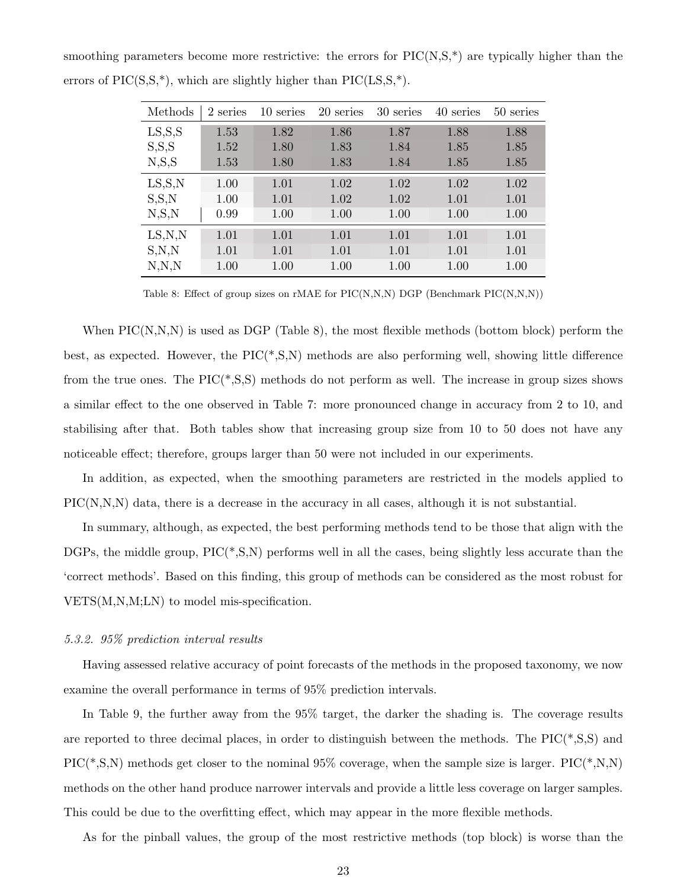smoothing parameters become more restrictive: the errors for PIC(N,S,*) are typically higher than the errors of PIC(S,S,*), which are slightly higher than PIC(LS,S,*).

| Methods | 2 series | 10 series | 20 series | 30 series | 40 series | 50 series |
|---|---|---|---|---|---|---|
| LS,S,S | 1.53 | 1.82 | 1.86 | 1.87 | 1.88 | 1.88 |
| S,S,S | 1.52 | 1.80 | 1.83 | 1.84 | 1.85 | 1.85 |
| N,S,S | 1.53 | 1.80 | 1.83 | 1.84 | 1.85 | 1.85 |
| LS,S,N | 1.00 | 1.01 | 1.02 | 1.02 | 1.02 | 1.02 |
| S,S,N | 1.00 | 1.01 | 1.02 | 1.02 | 1.01 | 1.01 |
| N,S,N | 0.99 | 1.00 | 1.00 | 1.00 | 1.00 | 1.00 |
| LS,N,N | 1.01 | 1.01 | 1.01 | 1.01 | 1.01 | 1.01 |
| S,N,N | 1.01 | 1.01 | 1.01 | 1.01 | 1.01 | 1.01 |
| N,N,N | 1.00 | 1.00 | 1.00 | 1.00 | 1.00 | 1.00 |

Table 8: Effect of group sizes on rMAE for PIC(N,N,N) DGP (Benchmark PIC(N,N,N))

When PIC(N,N,N) is used as DGP (Table 8), the most flexible methods (bottom block) perform the best, as expected. However, the PIC(*,S,N) methods are also performing well, showing little difference from the true ones. The PIC(*,S,S) methods do not perform as well. The increase in group sizes shows a similar effect to the one observed in Table 7: more pronounced change in accuracy from 2 to 10, and stabilising after that. Both tables show that increasing group size from 10 to 50 does not have any noticeable effect; therefore, groups larger than 50 were not included in our experiments.

In addition, as expected, when the smoothing parameters are restricted in the models applied to PIC(N,N,N) data, there is a decrease in the accuracy in all cases, although it is not substantial.

In summary, although, as expected, the best performing methods tend to be those that align with the DGPs, the middle group, PIC(*,S,N) performs well in all the cases, being slightly less accurate than the 'correct methods'. Based on this finding, this group of methods can be considered as the most robust for VETS(M,N,M;LN) to model mis-specification.

#### *5.3.2. 95% prediction interval results*

Having assessed relative accuracy of point forecasts of the methods in the proposed taxonomy, we now examine the overall performance in terms of 95% prediction intervals.

In Table 9, the further away from the 95% target, the darker the shading is. The coverage results are reported to three decimal places, in order to distinguish between the methods. The PIC(*,S,S) and PIC(*,S,N) methods get closer to the nominal 95% coverage, when the sample size is larger. PIC(*,N,N) methods on the other hand produce narrower intervals and provide a little less coverage on larger samples. This could be due to the overfitting effect, which may appear in the more flexible methods.

As for the pinball values, the group of the most restrictive methods (top block) is worse than the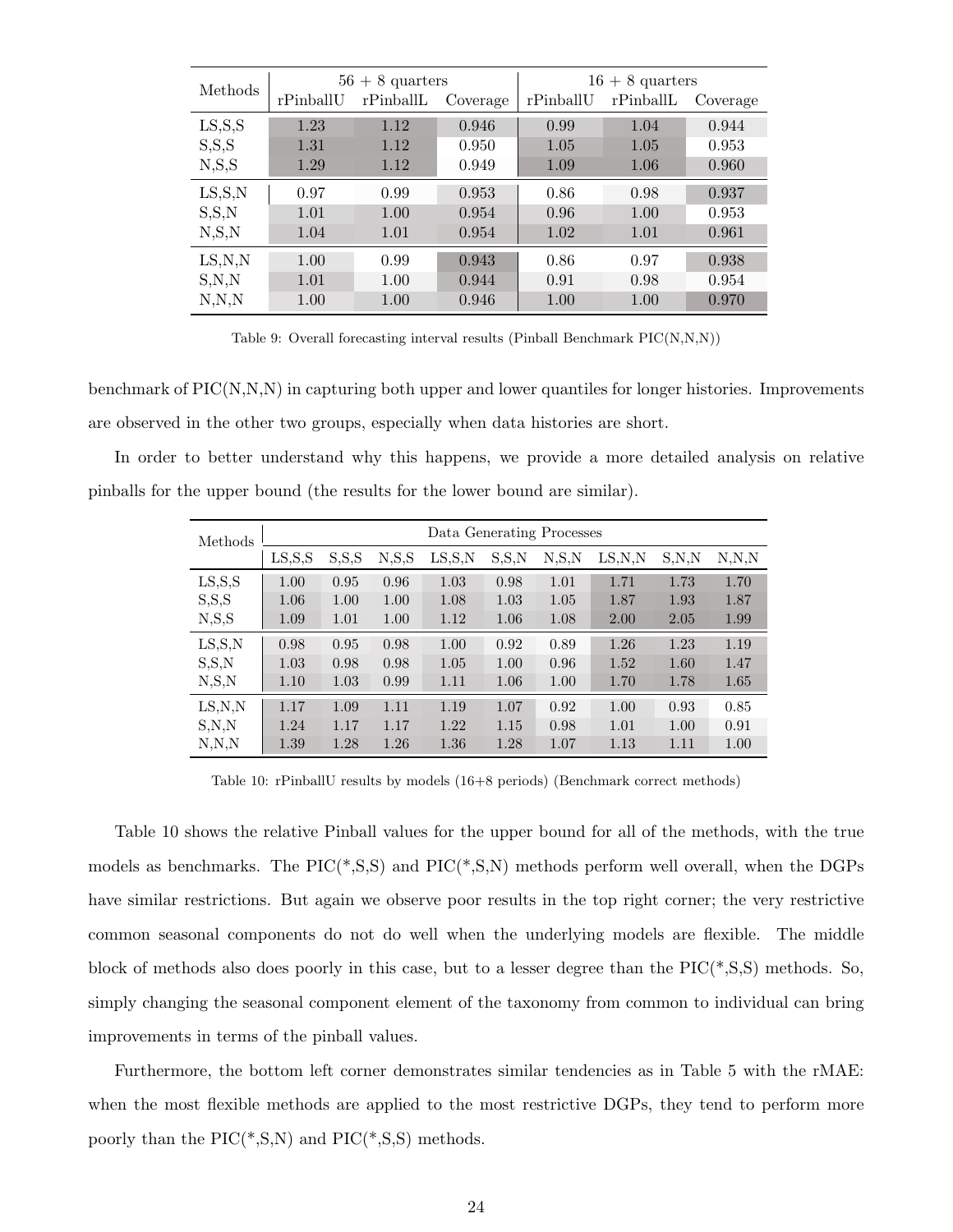| Methods | 56 + 8 quarters | | | 16 + 8 quarters | | |
|---|---|---|---|---|---|---|
| | rPinballU | rPinballL | Coverage | rPinballU | rPinballL | Coverage |
| LS,S,S | 1.23 | 1.12 | 0.946 | 0.99 | 1.04 | 0.944 |
| S,S,S | 1.31 | 1.12 | 0.950 | 1.05 | 1.05 | 0.953 |
| N,S,S | 1.29 | 1.12 | 0.949 | 1.09 | 1.06 | 0.960 |
| LS,S,N | 0.97 | 0.99 | 0.953 | 0.86 | 0.98 | 0.937 |
| S,S,N | 1.01 | 1.00 | 0.954 | 0.96 | 1.00 | 0.953 |
| N,S,N | 1.04 | 1.01 | 0.954 | 1.02 | 1.01 | 0.961 |
| LS,N,N | 1.00 | 0.99 | 0.943 | 0.86 | 0.97 | 0.938 |
| S,N,N | 1.01 | 1.00 | 0.944 | 0.91 | 0.98 | 0.954 |
| N,N,N | 1.00 | 1.00 | 0.946 | 1.00 | 1.00 | 0.970 |

Table 9: Overall forecasting interval results (Pinball Benchmark PIC(N,N,N))

benchmark of PIC(N,N,N) in capturing both upper and lower quantiles for longer histories. Improvements are observed in the other two groups, especially when data histories are short.

In order to better understand why this happens, we provide a more detailed analysis on relative pinballs for the upper bound (the results for the lower bound are similar).

| Methods | Data Generating Processes | | | | | | | | |
|---|---|---|---|---|---|---|---|---|---|
| | LS,S,S | S,S,S | N,S,S | LS,S,N | S,S,N | N,S,N | LS,N,N | S,N,N | N,N,N |
| LS,S,S | 1.00 | 0.95 | 0.96 | 1.03 | 0.98 | 1.01 | 1.71 | 1.73 | 1.70 |
| S,S,S | 1.06 | 1.00 | 1.00 | 1.08 | 1.03 | 1.05 | 1.87 | 1.93 | 1.87 |
| N,S,S | 1.09 | 1.01 | 1.00 | 1.12 | 1.06 | 1.08 | 2.00 | 2.05 | 1.99 |
| LS,S,N | 0.98 | 0.95 | 0.98 | 1.00 | 0.92 | 0.89 | 1.26 | 1.23 | 1.19 |
| S,S,N | 1.03 | 0.98 | 0.98 | 1.05 | 1.00 | 0.96 | 1.52 | 1.60 | 1.47 |
| N,S,N | 1.10 | 1.03 | 0.99 | 1.11 | 1.06 | 1.00 | 1.70 | 1.78 | 1.65 |
| LS,N,N | 1.17 | 1.09 | 1.11 | 1.19 | 1.07 | 0.92 | 1.00 | 0.93 | 0.85 |
| S,N,N | 1.24 | 1.17 | 1.17 | 1.22 | 1.15 | 0.98 | 1.01 | 1.00 | 0.91 |
| N,N,N | 1.39 | 1.28 | 1.26 | 1.36 | 1.28 | 1.07 | 1.13 | 1.11 | 1.00 |

Table 10: rPinballU results by models (16+8 periods) (Benchmark correct methods)

Table 10 shows the relative Pinball values for the upper bound for all of the methods, with the true models as benchmarks. The PIC(*,S,S) and PIC(*,S,N) methods perform well overall, when the DGPs have similar restrictions. But again we observe poor results in the top right corner; the very restrictive common seasonal components do not do well when the underlying models are flexible. The middle block of methods also does poorly in this case, but to a lesser degree than the PIC(*,S,S) methods. So, simply changing the seasonal component element of the taxonomy from common to individual can bring improvements in terms of the pinball values.

Furthermore, the bottom left corner demonstrates similar tendencies as in Table 5 with the rMAE: when the most flexible methods are applied to the most restrictive DGPs, they tend to perform more poorly than the PIC(*,S,N) and PIC(*,S,S) methods.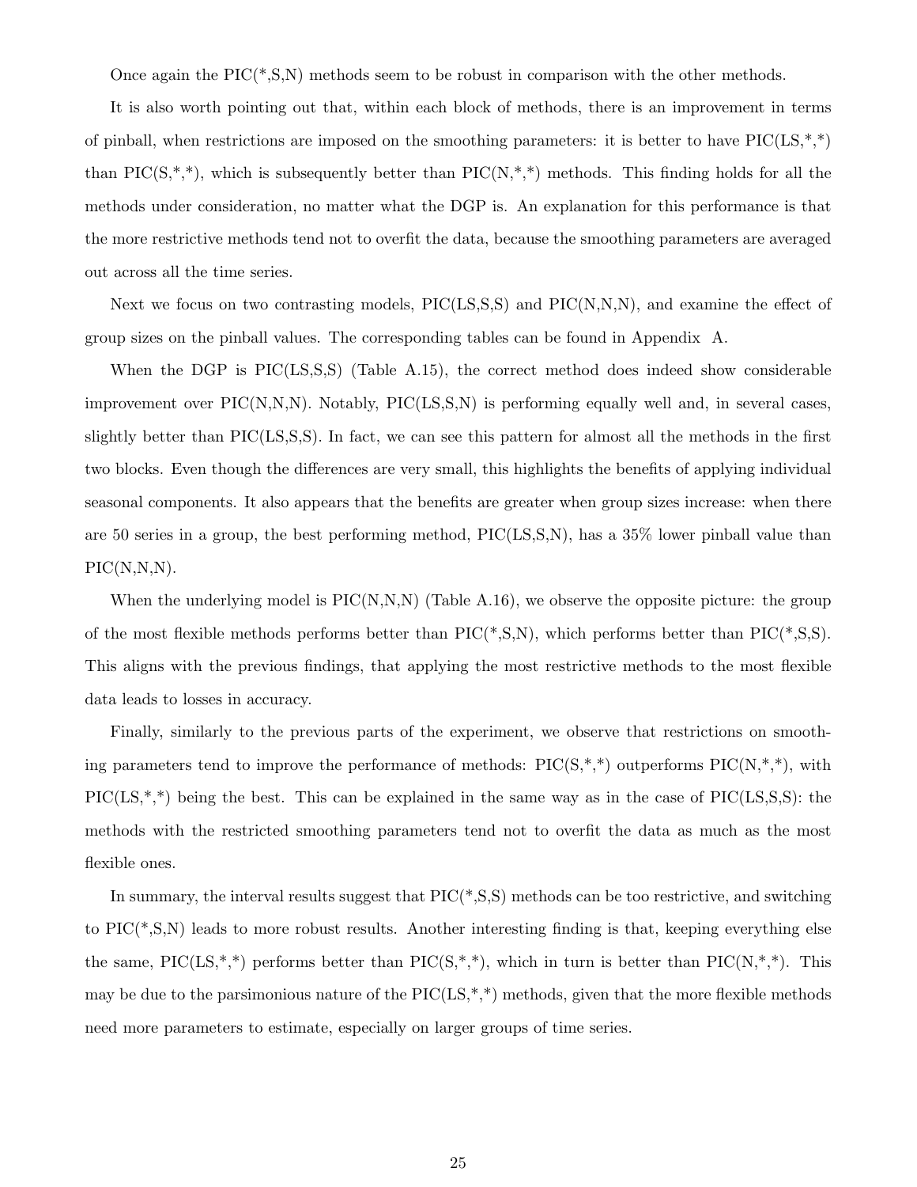Once again the PIC(*,S,N) methods seem to be robust in comparison with the other methods.

It is also worth pointing out that, within each block of methods, there is an improvement in terms of pinball, when restrictions are imposed on the smoothing parameters: it is better to have PIC(LS,*,*) than PIC(S,*,*), which is subsequently better than PIC(N,*,*) methods. This finding holds for all the methods under consideration, no matter what the DGP is. An explanation for this performance is that the more restrictive methods tend not to overfit the data, because the smoothing parameters are averaged out across all the time series.

Next we focus on two contrasting models, PIC(LS,S,S) and PIC(N,N,N), and examine the effect of group sizes on the pinball values. The corresponding tables can be found in Appendix A.

When the DGP is PIC(LS,S,S) (Table A.15), the correct method does indeed show considerable improvement over PIC(N,N,N). Notably, PIC(LS,S,N) is performing equally well and, in several cases, slightly better than PIC(LS,S,S). In fact, we can see this pattern for almost all the methods in the first two blocks. Even though the differences are very small, this highlights the benefits of applying individual seasonal components. It also appears that the benefits are greater when group sizes increase: when there are 50 series in a group, the best performing method, PIC(LS,S,N), has a 35% lower pinball value than PIC(N,N,N).

When the underlying model is PIC(N,N,N) (Table A.16), we observe the opposite picture: the group of the most flexible methods performs better than PIC(*,S,N), which performs better than PIC(*,S,S). This aligns with the previous findings, that applying the most restrictive methods to the most flexible data leads to losses in accuracy.

Finally, similarly to the previous parts of the experiment, we observe that restrictions on smoothing parameters tend to improve the performance of methods: PIC(S,*,*) outperforms PIC(N,*,*), with PIC(LS,*,*) being the best. This can be explained in the same way as in the case of PIC(LS,S,S): the methods with the restricted smoothing parameters tend not to overfit the data as much as the most flexible ones.

In summary, the interval results suggest that PIC(*,S,S) methods can be too restrictive, and switching to PIC(*,S,N) leads to more robust results. Another interesting finding is that, keeping everything else the same, PIC(LS,*,*) performs better than PIC(S,*,*), which in turn is better than PIC(N,*,*). This may be due to the parsimonious nature of the PIC(LS,*,*) methods, given that the more flexible methods need more parameters to estimate, especially on larger groups of time series.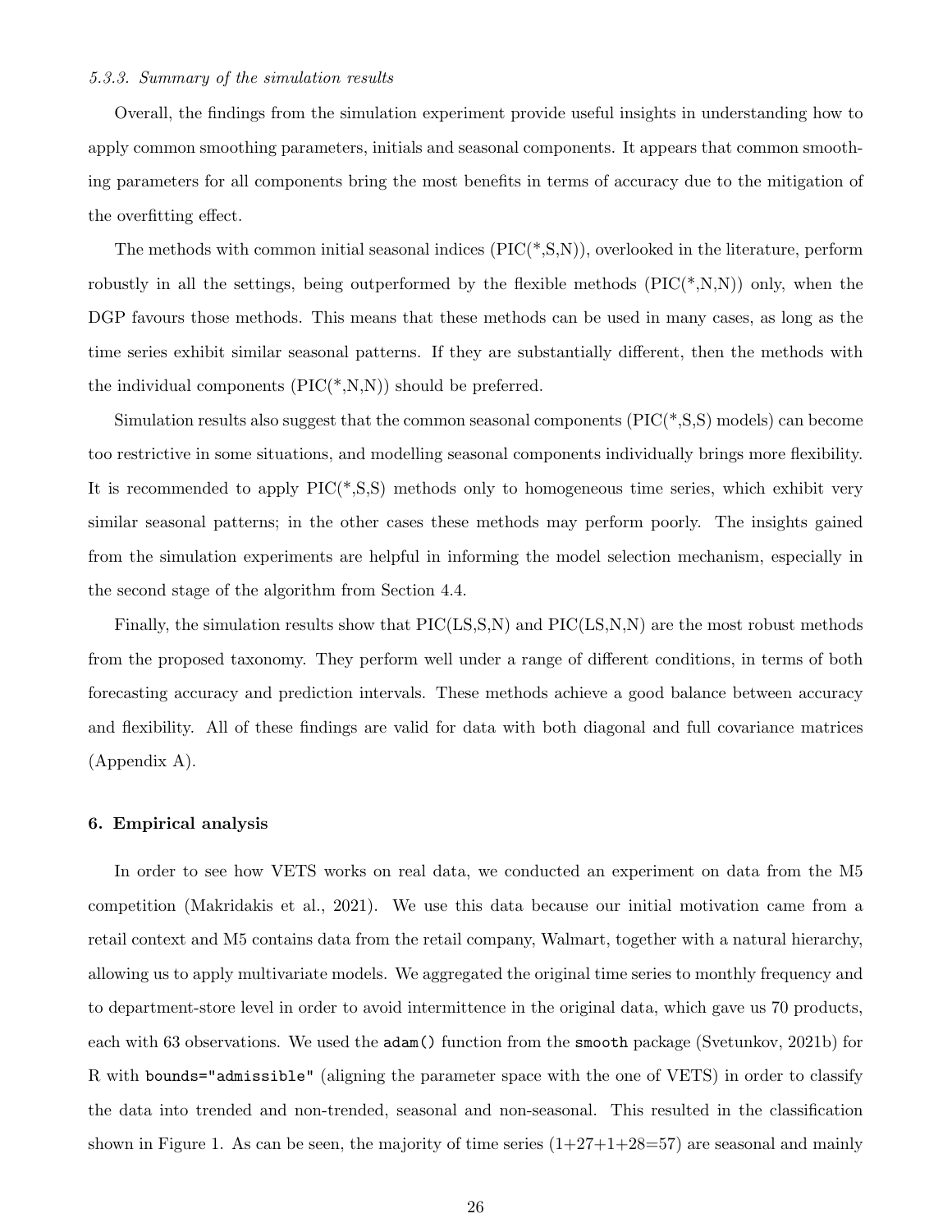*5.3.3. Summary of the simulation results*

Overall, the findings from the simulation experiment provide useful insights in understanding how to apply common smoothing parameters, initials and seasonal components. It appears that common smoothing parameters for all components bring the most benefits in terms of accuracy due to the mitigation of the overfitting effect.

The methods with common initial seasonal indices (PIC(*,S,N)), overlooked in the literature, perform robustly in all the settings, being outperformed by the flexible methods (PIC(*,N,N)) only, when the DGP favours those methods. This means that these methods can be used in many cases, as long as the time series exhibit similar seasonal patterns. If they are substantially different, then the methods with the individual components (PIC(*,N,N)) should be preferred.

Simulation results also suggest that the common seasonal components (PIC(*,S,S) models) can become too restrictive in some situations, and modelling seasonal components individually brings more flexibility. It is recommended to apply PIC(*,S,S) methods only to homogeneous time series, which exhibit very similar seasonal patterns; in the other cases these methods may perform poorly. The insights gained from the simulation experiments are helpful in informing the model selection mechanism, especially in the second stage of the algorithm from Section 4.4.

Finally, the simulation results show that PIC(LS,S,N) and PIC(LS,N,N) are the most robust methods from the proposed taxonomy. They perform well under a range of different conditions, in terms of both forecasting accuracy and prediction intervals. These methods achieve a good balance between accuracy and flexibility. All of these findings are valid for data with both diagonal and full covariance matrices (Appendix A).

## 6. Empirical analysis

In order to see how VETS works on real data, we conducted an experiment on data from the M5 competition (Makridakis et al., 2021). We use this data because our initial motivation came from a retail context and M5 contains data from the retail company, Walmart, together with a natural hierarchy, allowing us to apply multivariate models. We aggregated the original time series to monthly frequency and to department-store level in order to avoid intermittence in the original data, which gave us 70 products, each with 63 observations. We used the `adam()` function from the `smooth` package (Svetunkov, 2021b) for R with `bounds="admissible"` (aligning the parameter space with the one of VETS) in order to classify the data into trended and non-trended, seasonal and non-seasonal. This resulted in the classification shown in Figure 1. As can be seen, the majority of time series (1+27+1+28=57) are seasonal and mainly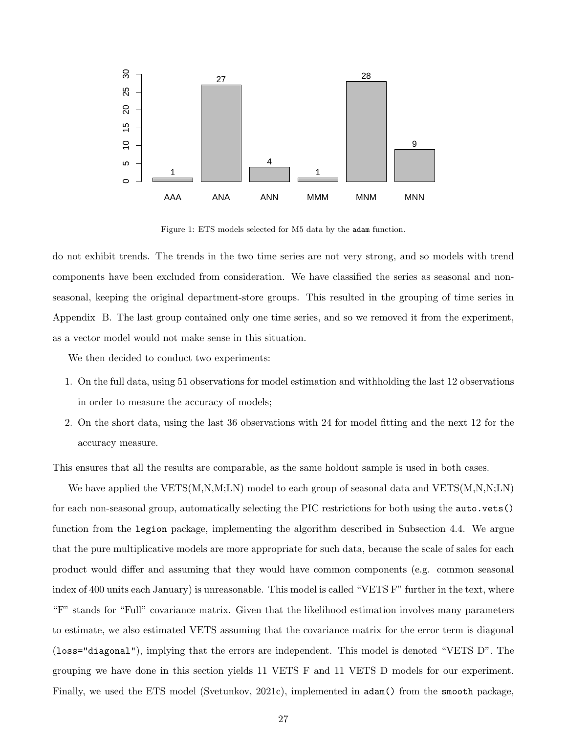Figure 1: ETS models selected for M5 data by the `adam` function.

do not exhibit trends. The trends in the two time series are not very strong, and so models with trend components have been excluded from consideration. We have classified the series as seasonal and non-seasonal, keeping the original department-store groups. This resulted in the grouping of time series in Appendix B. The last group contained only one time series, and so we removed it from the experiment, as a vector model would not make sense in this situation.

We then decided to conduct two experiments:

1. On the full data, using 51 observations for model estimation and withholding the last 12 observations in order to measure the accuracy of models;
2. On the short data, using the last 36 observations with 24 for model fitting and the next 12 for the accuracy measure.

This ensures that all the results are comparable, as the same holdout sample is used in both cases.

We have applied the VETS(M,N,M;LN) model to each group of seasonal data and VETS(M,N,N;LN) for each non-seasonal group, automatically selecting the PIC restrictions for both using the `auto.vets()` function from the `legion` package, implementing the algorithm described in Subsection 4.4. We argue that the pure multiplicative models are more appropriate for such data, because the scale of sales for each product would differ and assuming that they would have common components (e.g. common seasonal index of 400 units each January) is unreasonable. This model is called "VETS F" further in the text, where "F" stands for "Full" covariance matrix. Given that the likelihood estimation involves many parameters to estimate, we also estimated VETS assuming that the covariance matrix for the error term is diagonal (`loss="diagonal"`), implying that the errors are independent. This model is denoted "VETS D". The grouping we have done in this section yields 11 VETS F and 11 VETS D models for our experiment. Finally, we used the ETS model (Svetunkov, 2021c), implemented in `adam()` from the `smooth` package,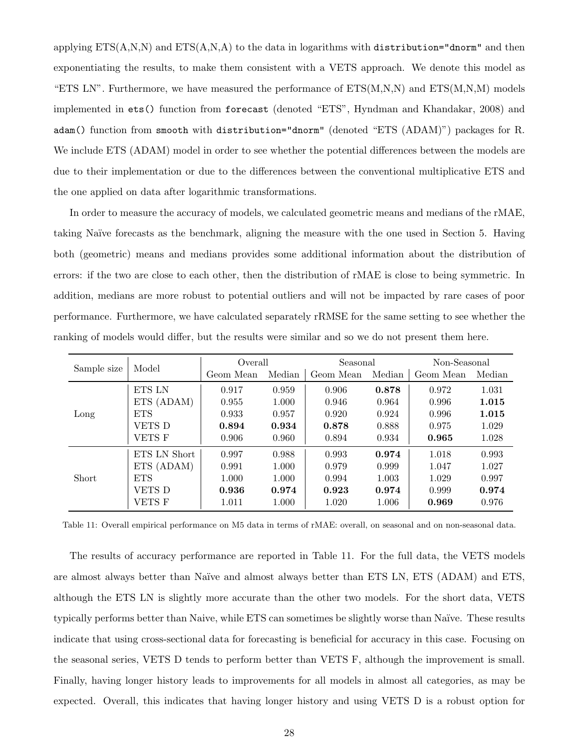applying ETS(A,N,N) and ETS(A,N,A) to the data in logarithms with `distribution="dnorm"` and then exponentiating the results, to make them consistent with a VETS approach. We denote this model as "ETS LN". Furthermore, we have measured the performance of ETS(M,N,N) and ETS(M,N,M) models implemented in `ets()` function from `forecast` (denoted "ETS", Hyndman and Khandakar, 2008) and `adam()` function from `smooth` with `distribution="dnorm"` (denoted "ETS (ADAM)") packages for R. We include ETS (ADAM) model in order to see whether the potential differences between the models are due to their implementation or due to the differences between the conventional multiplicative ETS and the one applied on data after logarithmic transformations.

In order to measure the accuracy of models, we calculated geometric means and medians of the rMAE, taking Naïve forecasts as the benchmark, aligning the measure with the one used in Section 5. Having both (geometric) means and medians provides some additional information about the distribution of errors: if the two are close to each other, then the distribution of rMAE is close to being symmetric. In addition, medians are more robust to potential outliers and will not be impacted by rare cases of poor performance. Furthermore, we have calculated separately rRMSE for the same setting to see whether the ranking of models would differ, but the results were similar and so we do not present them here.

| Sample size | Model | Overall | | Seasonal | | Non-Seasonal | |
|---|---|---|---|---|---|---|---|
| | | Geom Mean | Median | Geom Mean | Median | Geom Mean | Median |
| Long | ETS LN | 0.917 | 0.959 | 0.906 | **0.878** | 0.972 | 1.031 |
| | ETS (ADAM) | 0.955 | 1.000 | 0.946 | 0.964 | 0.996 | **1.015** |
| | ETS | 0.933 | 0.957 | 0.920 | 0.924 | 0.996 | **1.015** |
| | VETS D | **0.894** | **0.934** | **0.878** | 0.888 | 0.975 | 1.029 |
| | VETS F | 0.906 | 0.960 | 0.894 | 0.934 | **0.965** | 1.028 |
| Short | ETS LN Short | 0.997 | 0.988 | 0.993 | **0.974** | 1.018 | 0.993 |
| | ETS (ADAM) | 0.991 | 1.000 | 0.979 | 0.999 | 1.047 | 1.027 |
| | ETS | 1.000 | 1.000 | 0.994 | 1.003 | 1.029 | 0.997 |
| | VETS D | **0.936** | **0.974** | **0.923** | **0.974** | 0.999 | **0.974** |
| | VETS F | 1.011 | 1.000 | 1.020 | 1.006 | **0.969** | 0.976 |

Table 11: Overall empirical performance on M5 data in terms of rMAE: overall, on seasonal and on non-seasonal data.

The results of accuracy performance are reported in Table 11. For the full data, the VETS models are almost always better than Naïve and almost always better than ETS LN, ETS (ADAM) and ETS, although the ETS LN is slightly more accurate than the other two models. For the short data, VETS typically performs better than Naive, while ETS can sometimes be slightly worse than Naïve. These results indicate that using cross-sectional data for forecasting is beneficial for accuracy in this case. Focusing on the seasonal series, VETS D tends to perform better than VETS F, although the improvement is small. Finally, having longer history leads to improvements for all models in almost all categories, as may be expected. Overall, this indicates that having longer history and using VETS D is a robust option for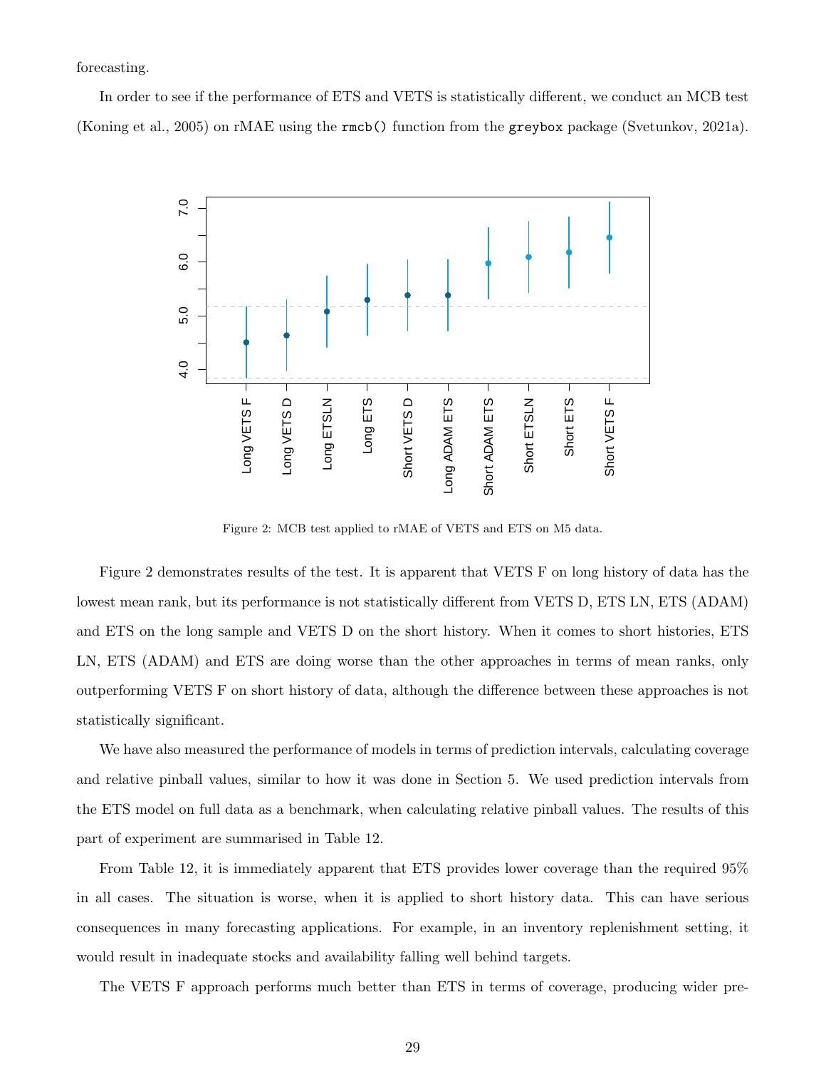forecasting.

In order to see if the performance of ETS and VETS is statistically different, we conduct an MCB test (Koning et al., 2005) on rMAE using the `rmcb()` function from the `greybox` package (Svetunkov, 2021a).

Figure 2: MCB test applied to rMAE of VETS and ETS on M5 data.

Figure 2 demonstrates results of the test. It is apparent that VETS F on long history of data has the lowest mean rank, but its performance is not statistically different from VETS D, ETS LN, ETS (ADAM) and ETS on the long sample and VETS D on the short history. When it comes to short histories, ETS LN, ETS (ADAM) and ETS are doing worse than the other approaches in terms of mean ranks, only outperforming VETS F on short history of data, although the difference between these approaches is not statistically significant.

We have also measured the performance of models in terms of prediction intervals, calculating coverage and relative pinball values, similar to how it was done in Section 5. We used prediction intervals from the ETS model on full data as a benchmark, when calculating relative pinball values. The results of this part of experiment are summarised in Table 12.

From Table 12, it is immediately apparent that ETS provides lower coverage than the required 95% in all cases. The situation is worse, when it is applied to short history data. This can have serious consequences in many forecasting applications. For example, in an inventory replenishment setting, it would result in inadequate stocks and availability falling well behind targets.

The VETS F approach performs much better than ETS in terms of coverage, producing wider pre-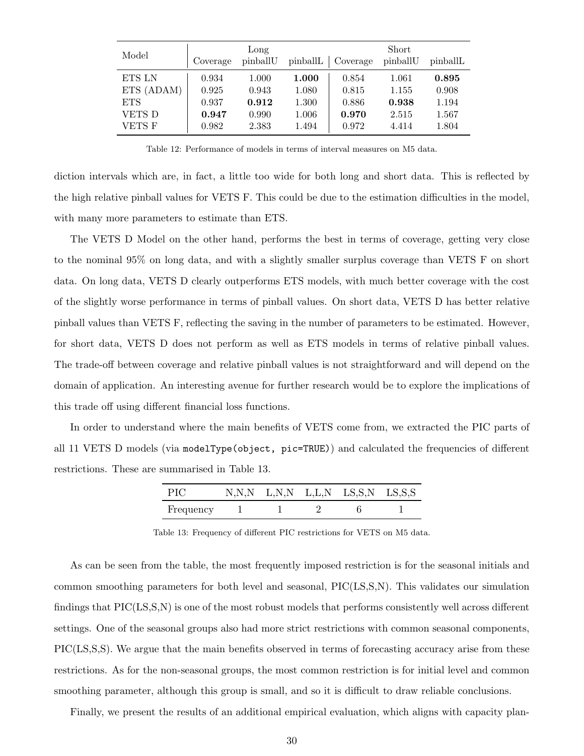| Model | Long | | | Short | | |
|---|---|---|---|---|---|---|
| | Coverage | pinballU | pinballL | Coverage | pinballU | pinballL |
| ETS LN | 0.934 | 1.000 | **1.000** | 0.854 | 1.061 | **0.895** |
| ETS (ADAM) | 0.925 | 0.943 | 1.080 | 0.815 | 1.155 | 0.908 |
| ETS | 0.937 | **0.912** | 1.300 | 0.886 | **0.938** | 1.194 |
| VETS D | **0.947** | 0.990 | 1.006 | **0.970** | 2.515 | 1.567 |
| VETS F | 0.982 | 2.383 | 1.494 | 0.972 | 4.414 | 1.804 |

Table 12: Performance of models in terms of interval measures on M5 data.

diction intervals which are, in fact, a little too wide for both long and short data. This is reflected by the high relative pinball values for VETS F. This could be due to the estimation difficulties in the model, with many more parameters to estimate than ETS.

The VETS D Model on the other hand, performs the best in terms of coverage, getting very close to the nominal 95% on long data, and with a slightly smaller surplus coverage than VETS F on short data. On long data, VETS D clearly outperforms ETS models, with much better coverage with the cost of the slightly worse performance in terms of pinball values. On short data, VETS D has better relative pinball values than VETS F, reflecting the saving in the number of parameters to be estimated. However, for short data, VETS D does not perform as well as ETS models in terms of relative pinball values. The trade-off between coverage and relative pinball values is not straightforward and will depend on the domain of application. An interesting avenue for further research would be to explore the implications of this trade off using different financial loss functions.

In order to understand where the main benefits of VETS come from, we extracted the PIC parts of all 11 VETS D models (via `modelType(object, pic=TRUE)`) and calculated the frequencies of different restrictions. These are summarised in Table 13.

| PIC | N,N,N | L,N,N | L,L,N | LS,S,N | LS,S,S |
|---|---|---|---|---|---|
| Frequency | 1 | 1 | 2 | 6 | 1 |

Table 13: Frequency of different PIC restrictions for VETS on M5 data.

As can be seen from the table, the most frequently imposed restriction is for the seasonal initials and common smoothing parameters for both level and seasonal, PIC(LS,S,N). This validates our simulation findings that PIC(LS,S,N) is one of the most robust models that performs consistently well across different settings. One of the seasonal groups also had more strict restrictions with common seasonal components, PIC(LS,S,S). We argue that the main benefits observed in terms of forecasting accuracy arise from these restrictions. As for the non-seasonal groups, the most common restriction is for initial level and common smoothing parameter, although this group is small, and so it is difficult to draw reliable conclusions.

Finally, we present the results of an additional empirical evaluation, which aligns with capacity plan-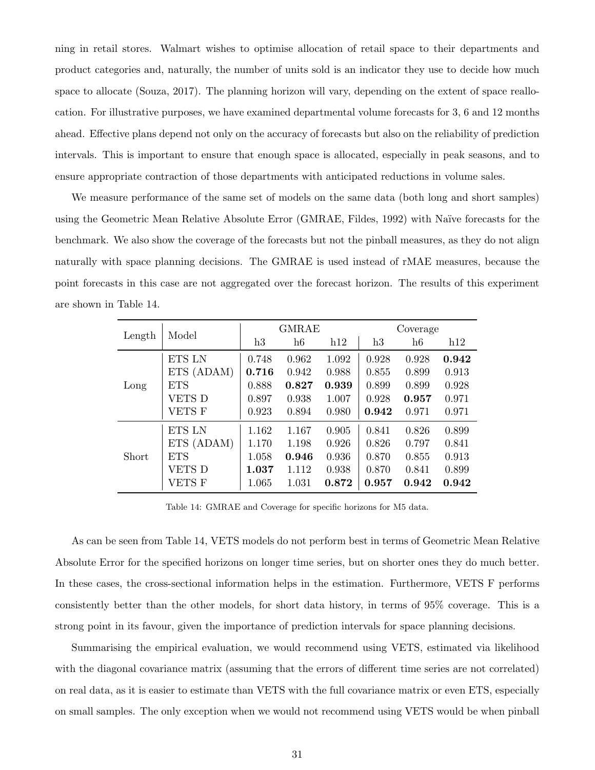ning in retail stores. Walmart wishes to optimise allocation of retail space to their departments and product categories and, naturally, the number of units sold is an indicator they use to decide how much space to allocate (Souza, 2017). The planning horizon will vary, depending on the extent of space reallocation. For illustrative purposes, we have examined departmental volume forecasts for 3, 6 and 12 months ahead. Effective plans depend not only on the accuracy of forecasts but also on the reliability of prediction intervals. This is important to ensure that enough space is allocated, especially in peak seasons, and to ensure appropriate contraction of those departments with anticipated reductions in volume sales.

We measure performance of the same set of models on the same data (both long and short samples) using the Geometric Mean Relative Absolute Error (GMRAE, Fildes, 1992) with Naïve forecasts for the benchmark. We also show the coverage of the forecasts but not the pinball measures, as they do not align naturally with space planning decisions. The GMRAE is used instead of rMAE measures, because the point forecasts in this case are not aggregated over the forecast horizon. The results of this experiment are shown in Table 14.

| Length | Model | GMRAE | | | Coverage | | |
|---|---|---|---|---|---|---|---|
| | | h3 | h6 | h12 | h3 | h6 | h12 |
| Long | ETS LN | 0.748 | 0.962 | 1.092 | 0.928 | 0.928 | **0.942** |
| | ETS (ADAM) | **0.716** | 0.942 | 0.988 | 0.855 | 0.899 | 0.913 |
| | ETS | 0.888 | **0.827** | **0.939** | 0.899 | 0.899 | 0.928 |
| | VETS D | 0.897 | 0.938 | 1.007 | 0.928 | **0.957** | 0.971 |
| | VETS F | 0.923 | 0.894 | 0.980 | **0.942** | 0.971 | 0.971 |
| Short | ETS LN | 1.162 | 1.167 | 0.905 | 0.841 | 0.826 | 0.899 |
| | ETS (ADAM) | 1.170 | 1.198 | 0.926 | 0.826 | 0.797 | 0.841 |
| | ETS | 1.058 | **0.946** | 0.936 | 0.870 | 0.855 | 0.913 |
| | VETS D | **1.037** | 1.112 | 0.938 | 0.870 | 0.841 | 0.899 |
| | VETS F | 1.065 | 1.031 | **0.872** | **0.957** | **0.942** | **0.942** |

Table 14: GMRAE and Coverage for specific horizons for M5 data.

As can be seen from Table 14, VETS models do not perform best in terms of Geometric Mean Relative Absolute Error for the specified horizons on longer time series, but on shorter ones they do much better. In these cases, the cross-sectional information helps in the estimation. Furthermore, VETS F performs consistently better than the other models, for short data history, in terms of 95% coverage. This is a strong point in its favour, given the importance of prediction intervals for space planning decisions.

Summarising the empirical evaluation, we would recommend using VETS, estimated via likelihood with the diagonal covariance matrix (assuming that the errors of different time series are not correlated) on real data, as it is easier to estimate than VETS with the full covariance matrix or even ETS, especially on small samples. The only exception when we would not recommend using VETS would be when pinball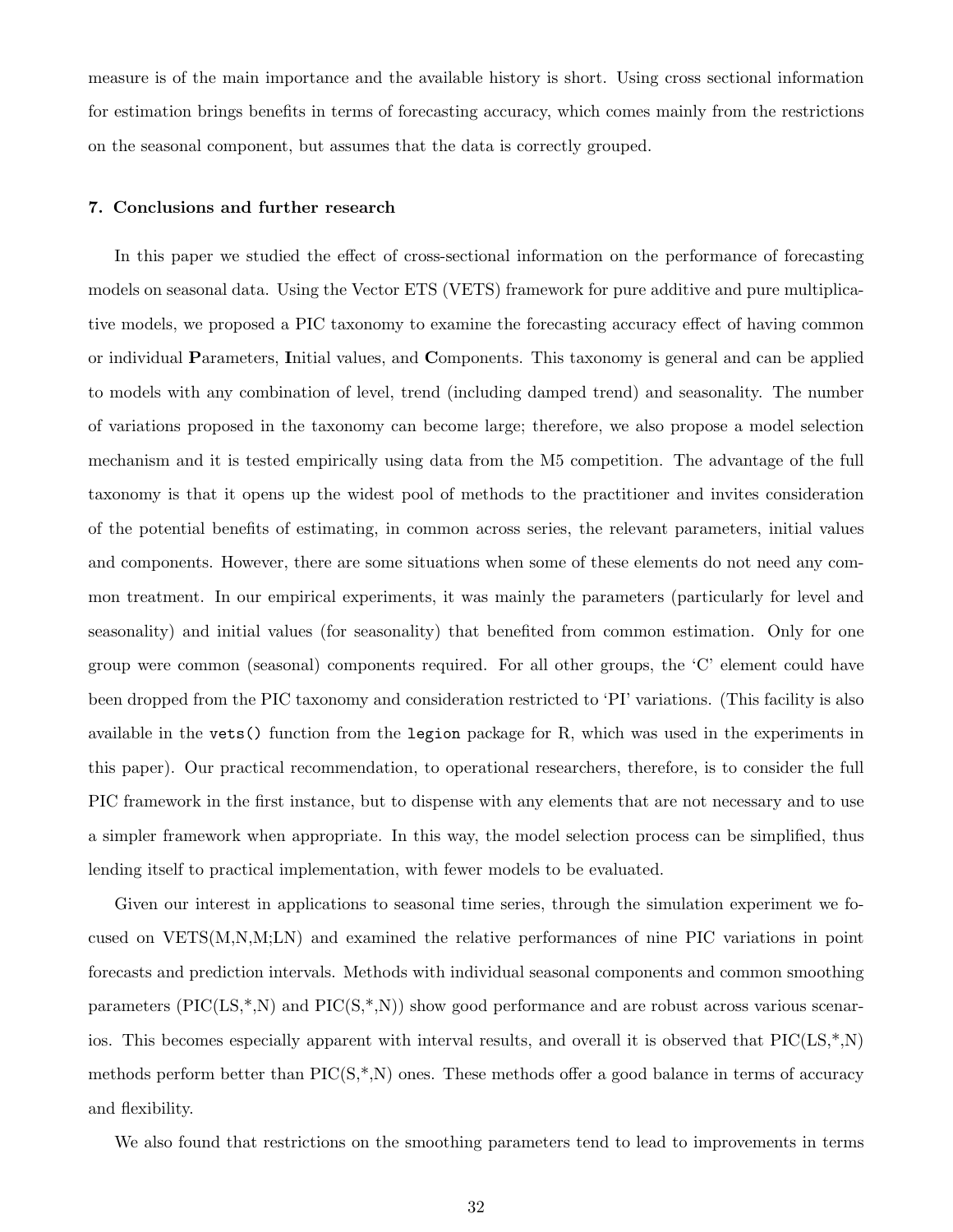measure is of the main importance and the available history is short. Using cross sectional information for estimation brings benefits in terms of forecasting accuracy, which comes mainly from the restrictions on the seasonal component, but assumes that the data is correctly grouped.

## 7. Conclusions and further research

In this paper we studied the effect of cross-sectional information on the performance of forecasting models on seasonal data. Using the Vector ETS (VETS) framework for pure additive and pure multiplicative models, we proposed a PIC taxonomy to examine the forecasting accuracy effect of having common or individual **P**arameters, **I**nitial values, and **C**omponents. This taxonomy is general and can be applied to models with any combination of level, trend (including damped trend) and seasonality. The number of variations proposed in the taxonomy can become large; therefore, we also propose a model selection mechanism and it is tested empirically using data from the M5 competition. The advantage of the full taxonomy is that it opens up the widest pool of methods to the practitioner and invites consideration of the potential benefits of estimating, in common across series, the relevant parameters, initial values and components. However, there are some situations when some of these elements do not need any common treatment. In our empirical experiments, it was mainly the parameters (particularly for level and seasonality) and initial values (for seasonality) that benefited from common estimation. Only for one group were common (seasonal) components required. For all other groups, the 'C' element could have been dropped from the PIC taxonomy and consideration restricted to 'PI' variations. (This facility is also available in the `vets()` function from the `legion` package for R, which was used in the experiments in this paper). Our practical recommendation, to operational researchers, therefore, is to consider the full PIC framework in the first instance, but to dispense with any elements that are not necessary and to use a simpler framework when appropriate. In this way, the model selection process can be simplified, thus lending itself to practical implementation, with fewer models to be evaluated.

Given our interest in applications to seasonal time series, through the simulation experiment we focused on VETS(M,N,M;LN) and examined the relative performances of nine PIC variations in point forecasts and prediction intervals. Methods with individual seasonal components and common smoothing parameters (PIC(LS,*,N) and PIC(S,*,N)) show good performance and are robust across various scenarios. This becomes especially apparent with interval results, and overall it is observed that PIC(LS,*,N) methods perform better than PIC(S,*,N) ones. These methods offer a good balance in terms of accuracy and flexibility.

We also found that restrictions on the smoothing parameters tend to lead to improvements in terms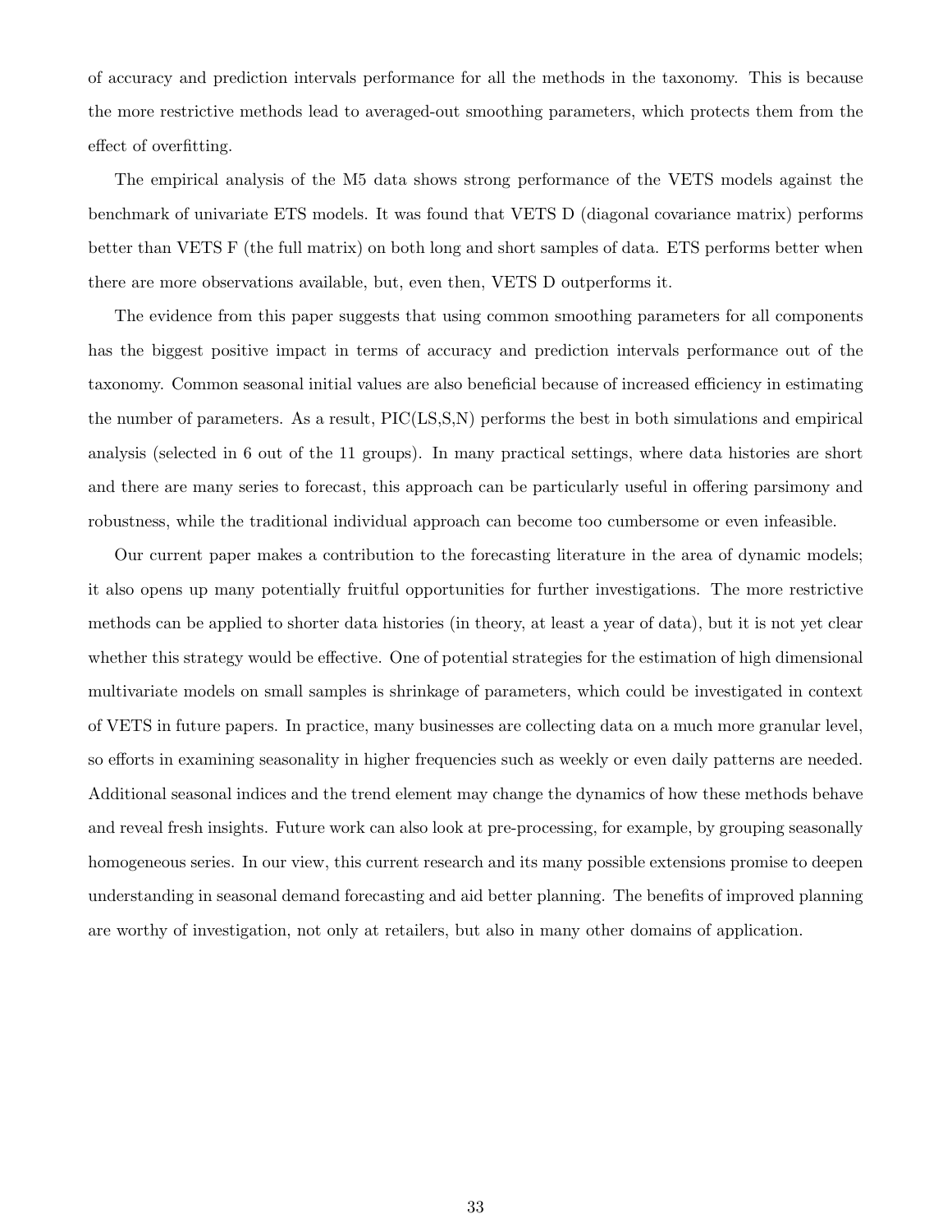of accuracy and prediction intervals performance for all the methods in the taxonomy. This is because the more restrictive methods lead to averaged-out smoothing parameters, which protects them from the effect of overfitting.

The empirical analysis of the M5 data shows strong performance of the VETS models against the benchmark of univariate ETS models. It was found that VETS D (diagonal covariance matrix) performs better than VETS F (the full matrix) on both long and short samples of data. ETS performs better when there are more observations available, but, even then, VETS D outperforms it.

The evidence from this paper suggests that using common smoothing parameters for all components has the biggest positive impact in terms of accuracy and prediction intervals performance out of the taxonomy. Common seasonal initial values are also beneficial because of increased efficiency in estimating the number of parameters. As a result, PIC(LS,S,N) performs the best in both simulations and empirical analysis (selected in 6 out of the 11 groups). In many practical settings, where data histories are short and there are many series to forecast, this approach can be particularly useful in offering parsimony and robustness, while the traditional individual approach can become too cumbersome or even infeasible.

Our current paper makes a contribution to the forecasting literature in the area of dynamic models; it also opens up many potentially fruitful opportunities for further investigations. The more restrictive methods can be applied to shorter data histories (in theory, at least a year of data), but it is not yet clear whether this strategy would be effective. One of potential strategies for the estimation of high dimensional multivariate models on small samples is shrinkage of parameters, which could be investigated in context of VETS in future papers. In practice, many businesses are collecting data on a much more granular level, so efforts in examining seasonality in higher frequencies such as weekly or even daily patterns are needed. Additional seasonal indices and the trend element may change the dynamics of how these methods behave and reveal fresh insights. Future work can also look at pre-processing, for example, by grouping seasonally homogeneous series. In our view, this current research and its many possible extensions promise to deepen understanding in seasonal demand forecasting and aid better planning. The benefits of improved planning are worthy of investigation, not only at retailers, but also in many other domains of application.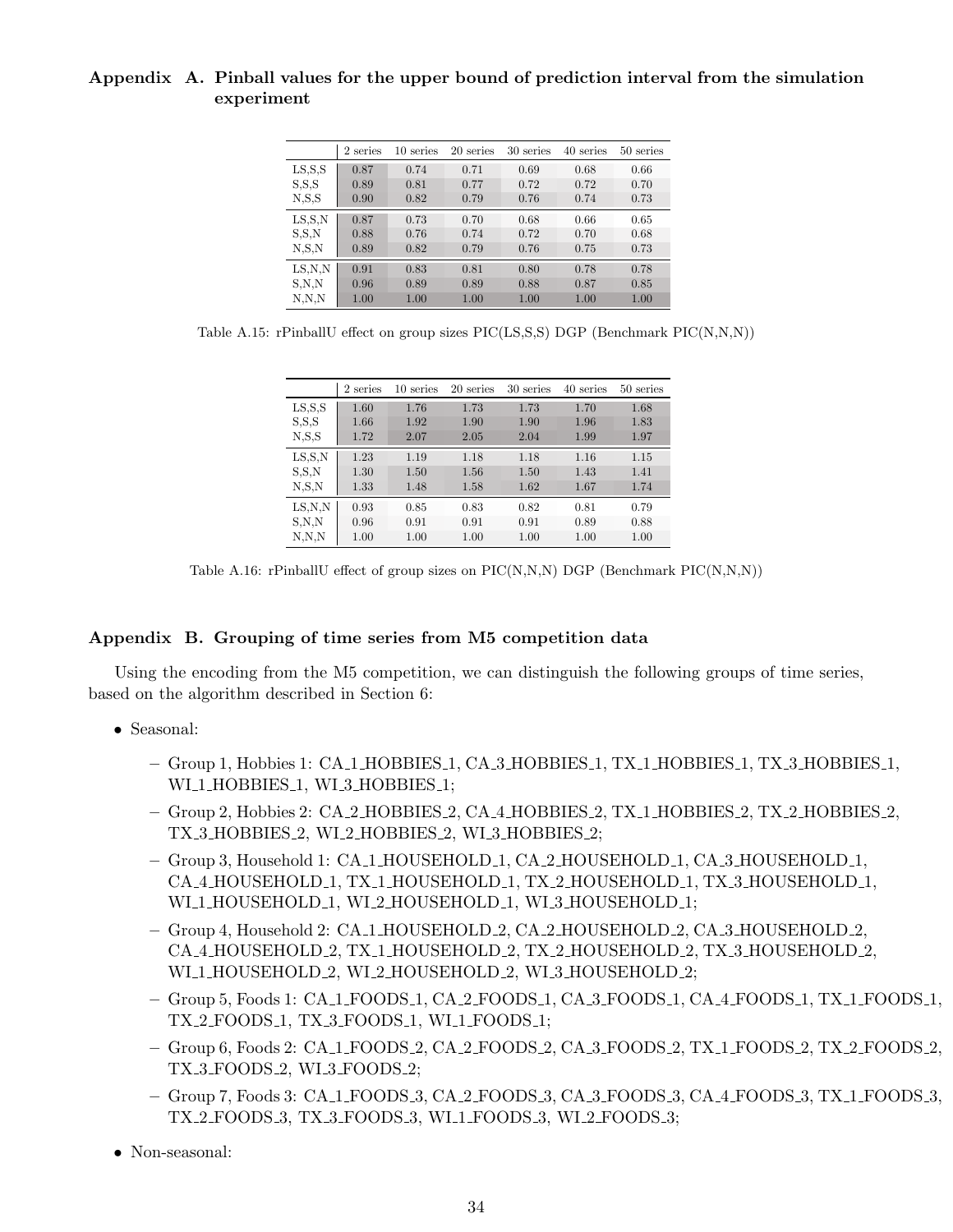## Appendix A. Pinball values for the upper bound of prediction interval from the simulation experiment

| | 2 series | 10 series | 20 series | 30 series | 40 series | 50 series |
|---|---|---|---|---|---|---|
| LS,S,S | 0.87 | 0.74 | 0.71 | 0.69 | 0.68 | 0.66 |
| S,S,S | 0.89 | 0.81 | 0.77 | 0.72 | 0.72 | 0.70 |
| N,S,S | 0.90 | 0.82 | 0.79 | 0.76 | 0.74 | 0.73 |
| LS,S,N | 0.87 | 0.73 | 0.70 | 0.68 | 0.66 | 0.65 |
| S,S,N | 0.88 | 0.76 | 0.74 | 0.72 | 0.70 | 0.68 |
| N,S,N | 0.89 | 0.82 | 0.79 | 0.76 | 0.75 | 0.73 |
| LS,N,N | 0.91 | 0.83 | 0.81 | 0.80 | 0.78 | 0.78 |
| S,N,N | 0.96 | 0.89 | 0.89 | 0.88 | 0.87 | 0.85 |
| N,N,N | 1.00 | 1.00 | 1.00 | 1.00 | 1.00 | 1.00 |

Table A.15: rPinballU effect on group sizes PIC(LS,S,S) DGP (Benchmark PIC(N,N,N))

| | 2 series | 10 series | 20 series | 30 series | 40 series | 50 series |
|---|---|---|---|---|---|---|
| LS,S,S | 1.60 | 1.76 | 1.73 | 1.73 | 1.70 | 1.68 |
| S,S,S | 1.66 | 1.92 | 1.90 | 1.90 | 1.96 | 1.83 |
| N,S,S | 1.72 | 2.07 | 2.05 | 2.04 | 1.99 | 1.97 |
| LS,S,N | 1.23 | 1.19 | 1.18 | 1.18 | 1.16 | 1.15 |
| S,S,N | 1.30 | 1.50 | 1.56 | 1.50 | 1.43 | 1.41 |
| N,S,N | 1.33 | 1.48 | 1.58 | 1.62 | 1.67 | 1.74 |
| LS,N,N | 0.93 | 0.85 | 0.83 | 0.82 | 0.81 | 0.79 |
| S,N,N | 0.96 | 0.91 | 0.91 | 0.91 | 0.89 | 0.88 |
| N,N,N | 1.00 | 1.00 | 1.00 | 1.00 | 1.00 | 1.00 |

Table A.16: rPinballU effect of group sizes on PIC(N,N,N) DGP (Benchmark PIC(N,N,N))

## Appendix B. Grouping of time series from M5 competition data

Using the encoding from the M5 competition, we can distinguish the following groups of time series, based on the algorithm described in Section 6:

- Seasonal:
  - Group 1, Hobbies 1: CA_1_HOBBIES_1, CA_3_HOBBIES_1, TX_1_HOBBIES_1, TX_3_HOBBIES_1, WI_1_HOBBIES_1, WI_3_HOBBIES_1;
  - Group 2, Hobbies 2: CA_2_HOBBIES_2, CA_4_HOBBIES_2, TX_1_HOBBIES_2, TX_2_HOBBIES_2, TX_3_HOBBIES_2, WI_2_HOBBIES_2, WI_3_HOBBIES_2;
  - Group 3, Household 1: CA_1_HOUSEHOLD_1, CA_2_HOUSEHOLD_1, CA_3_HOUSEHOLD_1, CA_4_HOUSEHOLD_1, TX_1_HOUSEHOLD_1, TX_2_HOUSEHOLD_1, TX_3_HOUSEHOLD_1, WI_1_HOUSEHOLD_1, WI_2_HOUSEHOLD_1, WI_3_HOUSEHOLD_1;
  - Group 4, Household 2: CA_1_HOUSEHOLD_2, CA_2_HOUSEHOLD_2, CA_3_HOUSEHOLD_2, CA_4_HOUSEHOLD_2, TX_1_HOUSEHOLD_2, TX_2_HOUSEHOLD_2, TX_3_HOUSEHOLD_2, WI_1_HOUSEHOLD_2, WI_2_HOUSEHOLD_2, WI_3_HOUSEHOLD_2;
  - Group 5, Foods 1: CA_1_FOODS_1, CA_2_FOODS_1, CA_3_FOODS_1, CA_4_FOODS_1, TX_1_FOODS_1, TX_2_FOODS_1, TX_3_FOODS_1, WI_1_FOODS_1;
  - Group 6, Foods 2: CA_1_FOODS_2, CA_2_FOODS_2, CA_3_FOODS_2, TX_1_FOODS_2, TX_2_FOODS_2, TX_3_FOODS_2, WI_3_FOODS_2;
  - Group 7, Foods 3: CA_1_FOODS_3, CA_2_FOODS_3, CA_3_FOODS_3, CA_4_FOODS_3, TX_1_FOODS_3, TX_2_FOODS_3, TX_3_FOODS_3, WI_1_FOODS_3, WI_2_FOODS_3;
- Non-seasonal: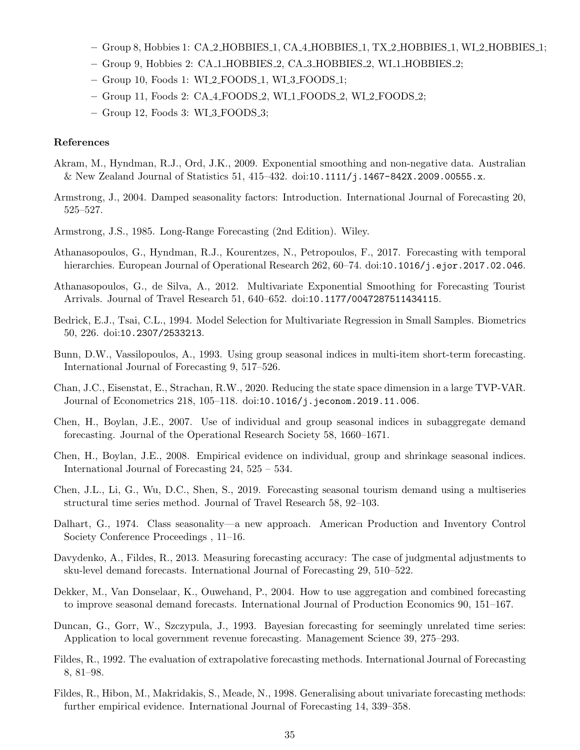- Group 8, Hobbies 1: CA_2_HOBBIES_1, CA_4_HOBBIES_1, TX_2_HOBBIES_1, WI_2_HOBBIES_1;
- Group 9, Hobbies 2: CA_1_HOBBIES_2, CA_3_HOBBIES_2, WI_1_HOBBIES_2;
- Group 10, Foods 1: WI_2_FOODS_1, WI_3_FOODS_1;
- Group 11, Foods 2: CA_4_FOODS_2, WI_1_FOODS_2, WI_2_FOODS_2;
- Group 12, Foods 3: WI_3_FOODS_3;

### References

Akram, M., Hyndman, R.J., Ord, J.K., 2009. Exponential smoothing and non-negative data. Australian & New Zealand Journal of Statistics 51, 415–432. doi:10.1111/j.1467-842X.2009.00555.x.

Armstrong, J., 2004. Damped seasonality factors: Introduction. International Journal of Forecasting 20, 525–527.

Armstrong, J.S., 1985. Long-Range Forecasting (2nd Edition). Wiley.

Athanasopoulos, G., Hyndman, R.J., Kourentzes, N., Petropoulos, F., 2017. Forecasting with temporal hierarchies. European Journal of Operational Research 262, 60–74. doi:10.1016/j.ejor.2017.02.046.

Athanasopoulos, G., de Silva, A., 2012. Multivariate Exponential Smoothing for Forecasting Tourist Arrivals. Journal of Travel Research 51, 640–652. doi:10.1177/0047287511434115.

Bedrick, E.J., Tsai, C.L., 1994. Model Selection for Multivariate Regression in Small Samples. Biometrics 50, 226. doi:10.2307/2533213.

Bunn, D.W., Vassilopoulos, A., 1993. Using group seasonal indices in multi-item short-term forecasting. International Journal of Forecasting 9, 517–526.

Chan, J.C., Eisenstat, E., Strachan, R.W., 2020. Reducing the state space dimension in a large TVP-VAR. Journal of Econometrics 218, 105–118. doi:10.1016/j.jeconom.2019.11.006.

Chen, H., Boylan, J.E., 2007. Use of individual and group seasonal indices in subaggregate demand forecasting. Journal of the Operational Research Society 58, 1660–1671.

Chen, H., Boylan, J.E., 2008. Empirical evidence on individual, group and shrinkage seasonal indices. International Journal of Forecasting 24, 525 – 534.

Chen, J.L., Li, G., Wu, D.C., Shen, S., 2019. Forecasting seasonal tourism demand using a multiseries structural time series method. Journal of Travel Research 58, 92–103.

Dalhart, G., 1974. Class seasonality—a new approach. American Production and Inventory Control Society Conference Proceedings , 11–16.

Davydenko, A., Fildes, R., 2013. Measuring forecasting accuracy: The case of judgmental adjustments to sku-level demand forecasts. International Journal of Forecasting 29, 510–522.

Dekker, M., Van Donselaar, K., Ouwehand, P., 2004. How to use aggregation and combined forecasting to improve seasonal demand forecasts. International Journal of Production Economics 90, 151–167.

Duncan, G., Gorr, W., Szczypula, J., 1993. Bayesian forecasting for seemingly unrelated time series: Application to local government revenue forecasting. Management Science 39, 275–293.

Fildes, R., 1992. The evaluation of extrapolative forecasting methods. International Journal of Forecasting 8, 81–98.

Fildes, R., Hibon, M., Makridakis, S., Meade, N., 1998. Generalising about univariate forecasting methods: further empirical evidence. International Journal of Forecasting 14, 339–358.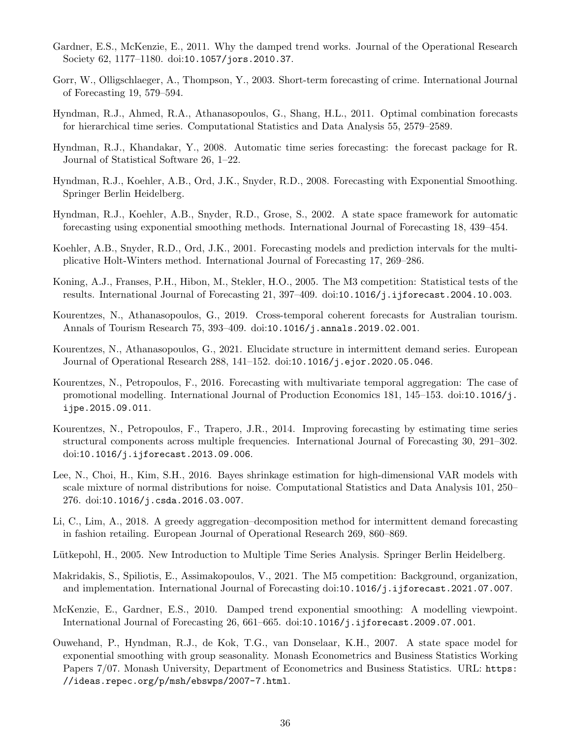Gardner, E.S., McKenzie, E., 2011. Why the damped trend works. Journal of the Operational Research Society 62, 1177–1180. doi:10.1057/jors.2010.37.

Gorr, W., Olligschlaeger, A., Thompson, Y., 2003. Short-term forecasting of crime. International Journal of Forecasting 19, 579–594.

Hyndman, R.J., Ahmed, R.A., Athanasopoulos, G., Shang, H.L., 2011. Optimal combination forecasts for hierarchical time series. Computational Statistics and Data Analysis 55, 2579–2589.

Hyndman, R.J., Khandakar, Y., 2008. Automatic time series forecasting: the forecast package for R. Journal of Statistical Software 26, 1–22.

Hyndman, R.J., Koehler, A.B., Ord, J.K., Snyder, R.D., 2008. Forecasting with Exponential Smoothing. Springer Berlin Heidelberg.

Hyndman, R.J., Koehler, A.B., Snyder, R.D., Grose, S., 2002. A state space framework for automatic forecasting using exponential smoothing methods. International Journal of Forecasting 18, 439–454.

Koehler, A.B., Snyder, R.D., Ord, J.K., 2001. Forecasting models and prediction intervals for the multiplicative Holt-Winters method. International Journal of Forecasting 17, 269–286.

Koning, A.J., Franses, P.H., Hibon, M., Stekler, H.O., 2005. The M3 competition: Statistical tests of the results. International Journal of Forecasting 21, 397–409. doi:10.1016/j.ijforecast.2004.10.003.

Kourentzes, N., Athanasopoulos, G., 2019. Cross-temporal coherent forecasts for Australian tourism. Annals of Tourism Research 75, 393–409. doi:10.1016/j.annals.2019.02.001.

Kourentzes, N., Athanasopoulos, G., 2021. Elucidate structure in intermittent demand series. European Journal of Operational Research 288, 141–152. doi:10.1016/j.ejor.2020.05.046.

Kourentzes, N., Petropoulos, F., 2016. Forecasting with multivariate temporal aggregation: The case of promotional modelling. International Journal of Production Economics 181, 145–153. doi:10.1016/j.ijpe.2015.09.011.

Kourentzes, N., Petropoulos, F., Trapero, J.R., 2014. Improving forecasting by estimating time series structural components across multiple frequencies. International Journal of Forecasting 30, 291–302. doi:10.1016/j.ijforecast.2013.09.006.

Lee, N., Choi, H., Kim, S.H., 2016. Bayes shrinkage estimation for high-dimensional VAR models with scale mixture of normal distributions for noise. Computational Statistics and Data Analysis 101, 250–276. doi:10.1016/j.csda.2016.03.007.

Li, C., Lim, A., 2018. A greedy aggregation–decomposition method for intermittent demand forecasting in fashion retailing. European Journal of Operational Research 269, 860–869.

Lütkepohl, H., 2005. New Introduction to Multiple Time Series Analysis. Springer Berlin Heidelberg.

Makridakis, S., Spiliotis, E., Assimakopoulos, V., 2021. The M5 competition: Background, organization, and implementation. International Journal of Forecasting doi:10.1016/j.ijforecast.2021.07.007.

McKenzie, E., Gardner, E.S., 2010. Damped trend exponential smoothing: A modelling viewpoint. International Journal of Forecasting 26, 661–665. doi:10.1016/j.ijforecast.2009.07.001.

Ouwehand, P., Hyndman, R.J., de Kok, T.G., van Donselaar, K.H., 2007. A state space model for exponential smoothing with group seasonality. Monash Econometrics and Business Statistics Working Papers 7/07. Monash University, Department of Econometrics and Business Statistics. URL: https://ideas.repec.org/p/msh/ebswps/2007-7.html.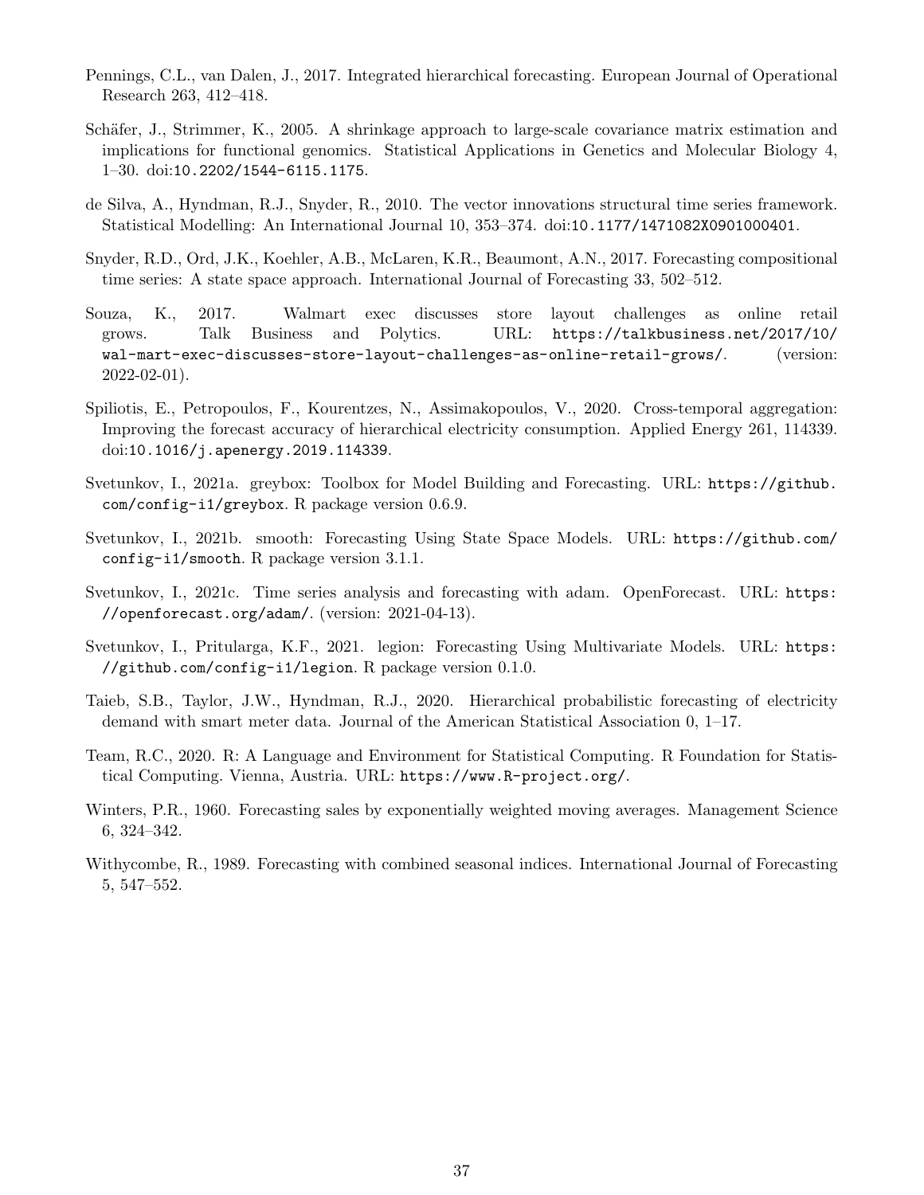Pennings, C.L., van Dalen, J., 2017. Integrated hierarchical forecasting. European Journal of Operational Research 263, 412–418.

Schäfer, J., Strimmer, K., 2005. A shrinkage approach to large-scale covariance matrix estimation and implications for functional genomics. Statistical Applications in Genetics and Molecular Biology 4, 1–30. doi:10.2202/1544-6115.1175.

de Silva, A., Hyndman, R.J., Snyder, R., 2010. The vector innovations structural time series framework. Statistical Modelling: An International Journal 10, 353–374. doi:10.1177/1471082X0901000401.

Snyder, R.D., Ord, J.K., Koehler, A.B., McLaren, K.R., Beaumont, A.N., 2017. Forecasting compositional time series: A state space approach. International Journal of Forecasting 33, 502–512.

Souza, K., 2017. Walmart exec discusses store layout challenges as online retail grows. Talk Business and Polytics. URL: https://talkbusiness.net/2017/10/wal-mart-exec-discusses-store-layout-challenges-as-online-retail-grows/. (version: 2022-02-01).

Spiliotis, E., Petropoulos, F., Kourentzes, N., Assimakopoulos, V., 2020. Cross-temporal aggregation: Improving the forecast accuracy of hierarchical electricity consumption. Applied Energy 261, 114339. doi:10.1016/j.apenergy.2019.114339.

Svetunkov, I., 2021a. greybox: Toolbox for Model Building and Forecasting. URL: https://github.com/config-i1/greybox. R package version 0.6.9.

Svetunkov, I., 2021b. smooth: Forecasting Using State Space Models. URL: https://github.com/config-i1/smooth. R package version 3.1.1.

Svetunkov, I., 2021c. Time series analysis and forecasting with adam. OpenForecast. URL: https://openforecast.org/adam/. (version: 2021-04-13).

Svetunkov, I., Pritularga, K.F., 2021. legion: Forecasting Using Multivariate Models. URL: https://github.com/config-i1/legion. R package version 0.1.0.

Taieb, S.B., Taylor, J.W., Hyndman, R.J., 2020. Hierarchical probabilistic forecasting of electricity demand with smart meter data. Journal of the American Statistical Association 0, 1–17.

Team, R.C., 2020. R: A Language and Environment for Statistical Computing. R Foundation for Statistical Computing. Vienna, Austria. URL: https://www.R-project.org/.

Winters, P.R., 1960. Forecasting sales by exponentially weighted moving averages. Management Science 6, 324–342.

Withycombe, R., 1989. Forecasting with combined seasonal indices. International Journal of Forecasting 5, 547–552.